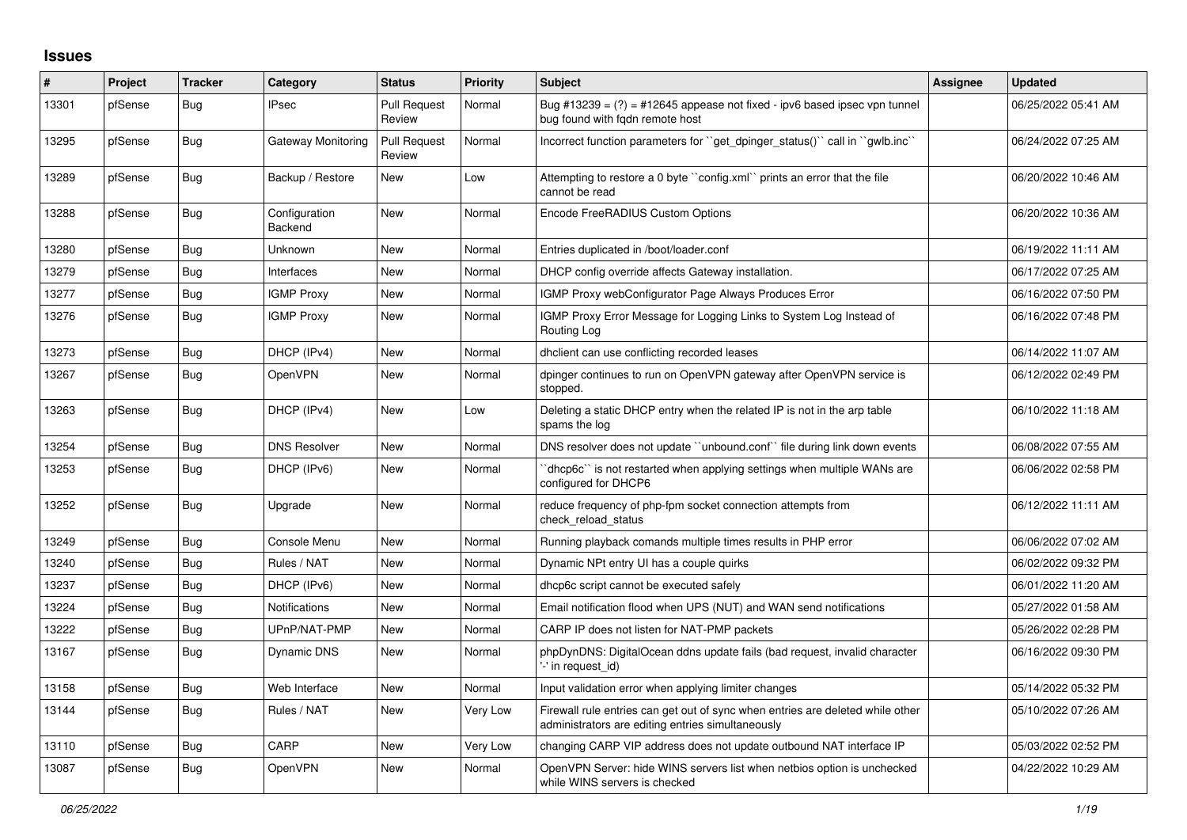## Issues

| # | Project | Tracker | Category | Status | Priority | Subject | Assignee | Updated |
|---|---|---|---|---|---|---|---|---|
| 13301 | pfSense | Bug | IPsec | Pull Request Review | Normal | Bug #13239 = (?) = #12645 appease not fixed - ipv6 based ipsec vpn tunnel bug found with fqdn remote host | | 06/25/2022 05:41 AM |
| 13295 | pfSense | Bug | Gateway Monitoring | Pull Request Review | Normal | Incorrect function parameters for ``get_dpinger_status()`` call in ``gwlb.inc`` | | 06/24/2022 07:25 AM |
| 13289 | pfSense | Bug | Backup / Restore | New | Low | Attempting to restore a 0 byte ``config.xml`` prints an error that the file cannot be read | | 06/20/2022 10:46 AM |
| 13288 | pfSense | Bug | Configuration Backend | New | Normal | Encode FreeRADIUS Custom Options | | 06/20/2022 10:36 AM |
| 13280 | pfSense | Bug | Unknown | New | Normal | Entries duplicated in /boot/loader.conf | | 06/19/2022 11:11 AM |
| 13279 | pfSense | Bug | Interfaces | New | Normal | DHCP config override affects Gateway installation. | | 06/17/2022 07:25 AM |
| 13277 | pfSense | Bug | IGMP Proxy | New | Normal | IGMP Proxy webConfigurator Page Always Produces Error | | 06/16/2022 07:50 PM |
| 13276 | pfSense | Bug | IGMP Proxy | New | Normal | IGMP Proxy Error Message for Logging Links to System Log Instead of Routing Log | | 06/16/2022 07:48 PM |
| 13273 | pfSense | Bug | DHCP (IPv4) | New | Normal | dhclient can use conflicting recorded leases | | 06/14/2022 11:07 AM |
| 13267 | pfSense | Bug | OpenVPN | New | Normal | dpinger continues to run on OpenVPN gateway after OpenVPN service is stopped. | | 06/12/2022 02:49 PM |
| 13263 | pfSense | Bug | DHCP (IPv4) | New | Low | Deleting a static DHCP entry when the related IP is not in the arp table spams the log | | 06/10/2022 11:18 AM |
| 13254 | pfSense | Bug | DNS Resolver | New | Normal | DNS resolver does not update ``unbound.conf`` file during link down events | | 06/08/2022 07:55 AM |
| 13253 | pfSense | Bug | DHCP (IPv6) | New | Normal | ``dhcp6c`` is not restarted when applying settings when multiple WANs are configured for DHCP6 | | 06/06/2022 02:58 PM |
| 13252 | pfSense | Bug | Upgrade | New | Normal | reduce frequency of php-fpm socket connection attempts from check_reload_status | | 06/12/2022 11:11 AM |
| 13249 | pfSense | Bug | Console Menu | New | Normal | Running playback comands multiple times results in PHP error | | 06/06/2022 07:02 AM |
| 13240 | pfSense | Bug | Rules / NAT | New | Normal | Dynamic NPt entry UI has a couple quirks | | 06/02/2022 09:32 PM |
| 13237 | pfSense | Bug | DHCP (IPv6) | New | Normal | dhcp6c script cannot be executed safely | | 06/01/2022 11:20 AM |
| 13224 | pfSense | Bug | Notifications | New | Normal | Email notification flood when UPS (NUT) and WAN send notifications | | 05/27/2022 01:58 AM |
| 13222 | pfSense | Bug | UPnP/NAT-PMP | New | Normal | CARP IP does not listen for NAT-PMP packets | | 05/26/2022 02:28 PM |
| 13167 | pfSense | Bug | Dynamic DNS | New | Normal | phpDynDNS: DigitalOcean ddns update fails (bad request, invalid character '-' in request_id) | | 06/16/2022 09:30 PM |
| 13158 | pfSense | Bug | Web Interface | New | Normal | Input validation error when applying limiter changes | | 05/14/2022 05:32 PM |
| 13144 | pfSense | Bug | Rules / NAT | New | Very Low | Firewall rule entries can get out of sync when entries are deleted while other administrators are editing entries simultaneously | | 05/10/2022 07:26 AM |
| 13110 | pfSense | Bug | CARP | New | Very Low | changing CARP VIP address does not update outbound NAT interface IP | | 05/03/2022 02:52 PM |
| 13087 | pfSense | Bug | OpenVPN | New | Normal | OpenVPN Server: hide WINS servers list when netbios option is unchecked while WINS servers is checked | | 04/22/2022 10:29 AM |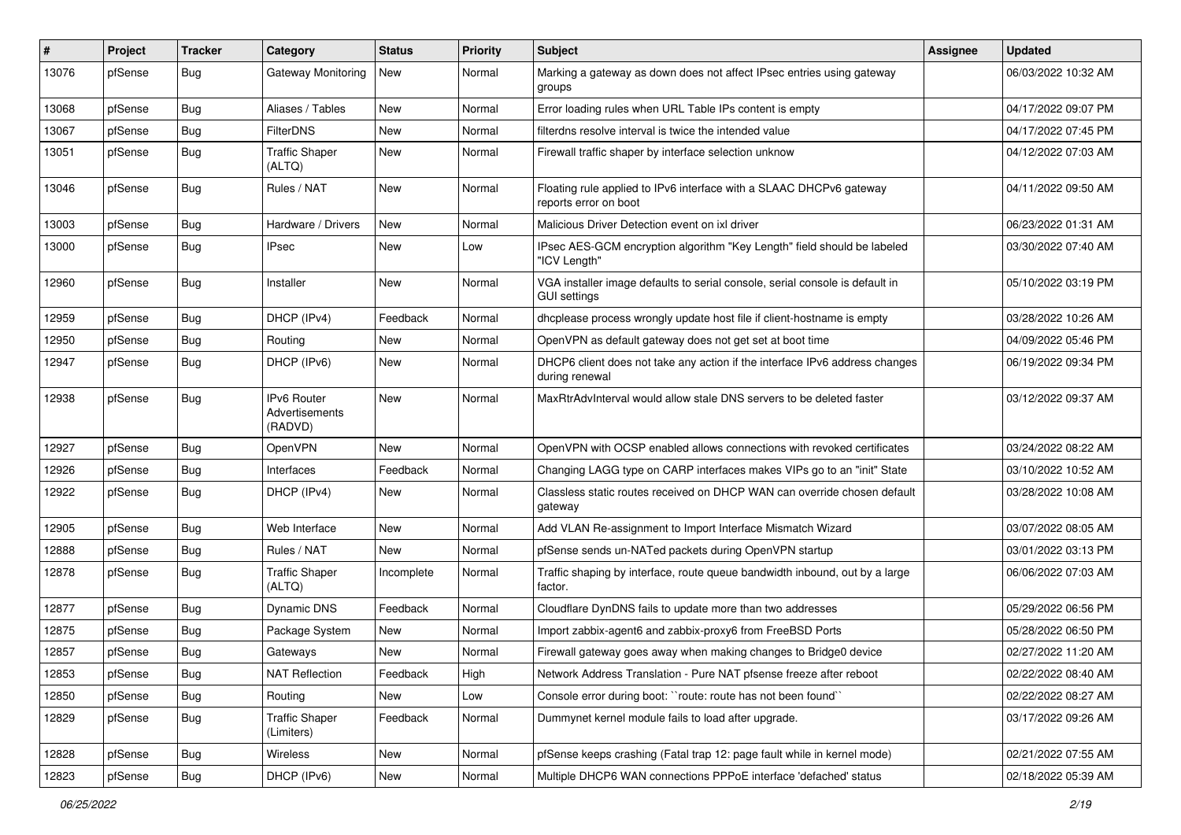| # | Project | Tracker | Category | Status | Priority | Subject | Assignee | Updated |
|---|---|---|---|---|---|---|---|---|
| 13076 | pfSense | Bug | Gateway Monitoring | New | Normal | Marking a gateway as down does not affect IPsec entries using gateway groups | | 06/03/2022 10:32 AM |
| 13068 | pfSense | Bug | Aliases / Tables | New | Normal | Error loading rules when URL Table IPs content is empty | | 04/17/2022 09:07 PM |
| 13067 | pfSense | Bug | FilterDNS | New | Normal | filterdns resolve interval is twice the intended value | | 04/17/2022 07:45 PM |
| 13051 | pfSense | Bug | Traffic Shaper (ALTQ) | New | Normal | Firewall traffic shaper by interface selection unknow | | 04/12/2022 07:03 AM |
| 13046 | pfSense | Bug | Rules / NAT | New | Normal | Floating rule applied to IPv6 interface with a SLAAC DHCPv6 gateway reports error on boot | | 04/11/2022 09:50 AM |
| 13003 | pfSense | Bug | Hardware / Drivers | New | Normal | Malicious Driver Detection event on ixl driver | | 06/23/2022 01:31 AM |
| 13000 | pfSense | Bug | IPsec | New | Low | IPsec AES-GCM encryption algorithm "Key Length" field should be labeled "ICV Length" | | 03/30/2022 07:40 AM |
| 12960 | pfSense | Bug | Installer | New | Normal | VGA installer image defaults to serial console, serial console is default in GUI settings | | 05/10/2022 03:19 PM |
| 12959 | pfSense | Bug | DHCP (IPv4) | Feedback | Normal | dhcplease process wrongly update host file if client-hostname is empty | | 03/28/2022 10:26 AM |
| 12950 | pfSense | Bug | Routing | New | Normal | OpenVPN as default gateway does not get set at boot time | | 04/09/2022 05:46 PM |
| 12947 | pfSense | Bug | DHCP (IPv6) | New | Normal | DHCP6 client does not take any action if the interface IPv6 address changes during renewal | | 06/19/2022 09:34 PM |
| 12938 | pfSense | Bug | IPv6 Router Advertisements (RADVD) | New | Normal | MaxRtrAdvInterval would allow stale DNS servers to be deleted faster | | 03/12/2022 09:37 AM |
| 12927 | pfSense | Bug | OpenVPN | New | Normal | OpenVPN with OCSP enabled allows connections with revoked certificates | | 03/24/2022 08:22 AM |
| 12926 | pfSense | Bug | Interfaces | Feedback | Normal | Changing LAGG type on CARP interfaces makes VIPs go to an "init" State | | 03/10/2022 10:52 AM |
| 12922 | pfSense | Bug | DHCP (IPv4) | New | Normal | Classless static routes received on DHCP WAN can override chosen default gateway | | 03/28/2022 10:08 AM |
| 12905 | pfSense | Bug | Web Interface | New | Normal | Add VLAN Re-assignment to Import Interface Mismatch Wizard | | 03/07/2022 08:05 AM |
| 12888 | pfSense | Bug | Rules / NAT | New | Normal | pfSense sends un-NATed packets during OpenVPN startup | | 03/01/2022 03:13 PM |
| 12878 | pfSense | Bug | Traffic Shaper (ALTQ) | Incomplete | Normal | Traffic shaping by interface, route queue bandwidth inbound, out by a large factor. | | 06/06/2022 07:03 AM |
| 12877 | pfSense | Bug | Dynamic DNS | Feedback | Normal | Cloudflare DynDNS fails to update more than two addresses | | 05/29/2022 06:56 PM |
| 12875 | pfSense | Bug | Package System | New | Normal | Import zabbix-agent6 and zabbix-proxy6 from FreeBSD Ports | | 05/28/2022 06:50 PM |
| 12857 | pfSense | Bug | Gateways | New | Normal | Firewall gateway goes away when making changes to Bridge0 device | | 02/27/2022 11:20 AM |
| 12853 | pfSense | Bug | NAT Reflection | Feedback | High | Network Address Translation - Pure NAT pfsense freeze after reboot | | 02/22/2022 08:40 AM |
| 12850 | pfSense | Bug | Routing | New | Low | Console error during boot: ``route: route has not been found`` | | 02/22/2022 08:27 AM |
| 12829 | pfSense | Bug | Traffic Shaper (Limiters) | Feedback | Normal | Dummynet kernel module fails to load after upgrade. | | 03/17/2022 09:26 AM |
| 12828 | pfSense | Bug | Wireless | New | Normal | pfSense keeps crashing (Fatal trap 12: page fault while in kernel mode) | | 02/21/2022 07:55 AM |
| 12823 | pfSense | Bug | DHCP (IPv6) | New | Normal | Multiple DHCP6 WAN connections PPPoE interface 'defached' status | | 02/18/2022 05:39 AM |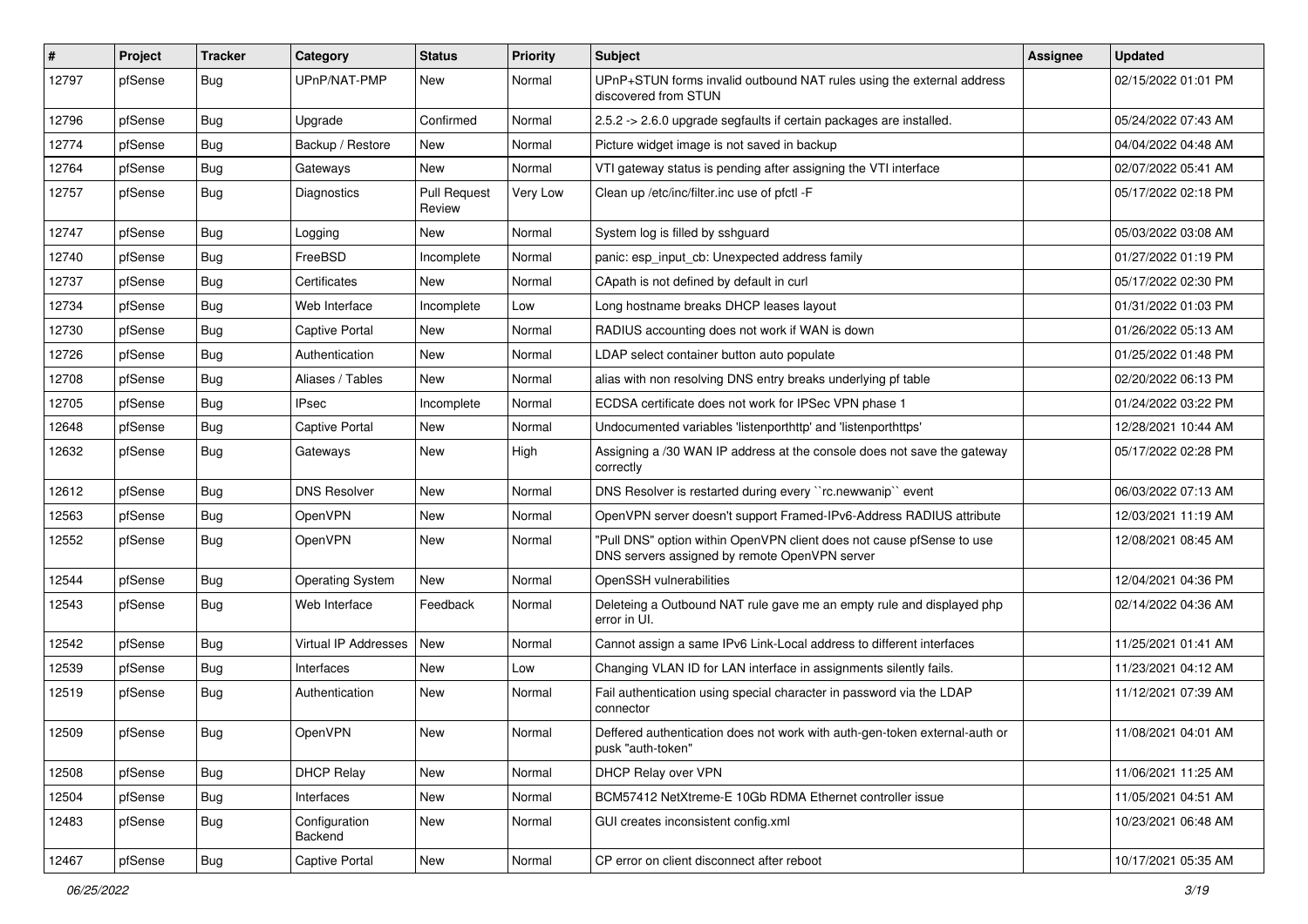| # | Project | Tracker | Category | Status | Priority | Subject | Assignee | Updated |
|---|---|---|---|---|---|---|---|---|
| 12797 | pfSense | Bug | UPnP/NAT-PMP | New | Normal | UPnP+STUN forms invalid outbound NAT rules using the external address discovered from STUN | | 02/15/2022 01:01 PM |
| 12796 | pfSense | Bug | Upgrade | Confirmed | Normal | 2.5.2 -> 2.6.0 upgrade segfaults if certain packages are installed. | | 05/24/2022 07:43 AM |
| 12774 | pfSense | Bug | Backup / Restore | New | Normal | Picture widget image is not saved in backup | | 04/04/2022 04:48 AM |
| 12764 | pfSense | Bug | Gateways | New | Normal | VTI gateway status is pending after assigning the VTI interface | | 02/07/2022 05:41 AM |
| 12757 | pfSense | Bug | Diagnostics | Pull Request Review | Very Low | Clean up /etc/inc/filter.inc use of pfctl -F | | 05/17/2022 02:18 PM |
| 12747 | pfSense | Bug | Logging | New | Normal | System log is filled by sshguard | | 05/03/2022 03:08 AM |
| 12740 | pfSense | Bug | FreeBSD | Incomplete | Normal | panic: esp_input_cb: Unexpected address family | | 01/27/2022 01:19 PM |
| 12737 | pfSense | Bug | Certificates | New | Normal | CApath is not defined by default in curl | | 05/17/2022 02:30 PM |
| 12734 | pfSense | Bug | Web Interface | Incomplete | Low | Long hostname breaks DHCP leases layout | | 01/31/2022 01:03 PM |
| 12730 | pfSense | Bug | Captive Portal | New | Normal | RADIUS accounting does not work if WAN is down | | 01/26/2022 05:13 AM |
| 12726 | pfSense | Bug | Authentication | New | Normal | LDAP select container button auto populate | | 01/25/2022 01:48 PM |
| 12708 | pfSense | Bug | Aliases / Tables | New | Normal | alias with non resolving DNS entry breaks underlying pf table | | 02/20/2022 06:13 PM |
| 12705 | pfSense | Bug | IPsec | Incomplete | Normal | ECDSA certificate does not work for IPSec VPN phase 1 | | 01/24/2022 03:22 PM |
| 12648 | pfSense | Bug | Captive Portal | New | Normal | Undocumented variables 'listenporthttp' and 'listenporthttps' | | 12/28/2021 10:44 AM |
| 12632 | pfSense | Bug | Gateways | New | High | Assigning a /30 WAN IP address at the console does not save the gateway correctly | | 05/17/2022 02:28 PM |
| 12612 | pfSense | Bug | DNS Resolver | New | Normal | DNS Resolver is restarted during every ``rc.newwanip`` event | | 06/03/2022 07:13 AM |
| 12563 | pfSense | Bug | OpenVPN | New | Normal | OpenVPN server doesn't support Framed-IPv6-Address RADIUS attribute | | 12/03/2021 11:19 AM |
| 12552 | pfSense | Bug | OpenVPN | New | Normal | "Pull DNS" option within OpenVPN client does not cause pfSense to use DNS servers assigned by remote OpenVPN server | | 12/08/2021 08:45 AM |
| 12544 | pfSense | Bug | Operating System | New | Normal | OpenSSH vulnerabilities | | 12/04/2021 04:36 PM |
| 12543 | pfSense | Bug | Web Interface | Feedback | Normal | Deleteing a Outbound NAT rule gave me an empty rule and displayed php error in UI. | | 02/14/2022 04:36 AM |
| 12542 | pfSense | Bug | Virtual IP Addresses | New | Normal | Cannot assign a same IPv6 Link-Local address to different interfaces | | 11/25/2021 01:41 AM |
| 12539 | pfSense | Bug | Interfaces | New | Low | Changing VLAN ID for LAN interface in assignments silently fails. | | 11/23/2021 04:12 AM |
| 12519 | pfSense | Bug | Authentication | New | Normal | Fail authentication using special character in password via the LDAP connector | | 11/12/2021 07:39 AM |
| 12509 | pfSense | Bug | OpenVPN | New | Normal | Deffered authentication does not work with auth-gen-token external-auth or pusk "auth-token" | | 11/08/2021 04:01 AM |
| 12508 | pfSense | Bug | DHCP Relay | New | Normal | DHCP Relay over VPN | | 11/06/2021 11:25 AM |
| 12504 | pfSense | Bug | Interfaces | New | Normal | BCM57412 NetXtreme-E 10Gb RDMA Ethernet controller issue | | 11/05/2021 04:51 AM |
| 12483 | pfSense | Bug | Configuration Backend | New | Normal | GUI creates inconsistent config.xml | | 10/23/2021 06:48 AM |
| 12467 | pfSense | Bug | Captive Portal | New | Normal | CP error on client disconnect after reboot | | 10/17/2021 05:35 AM |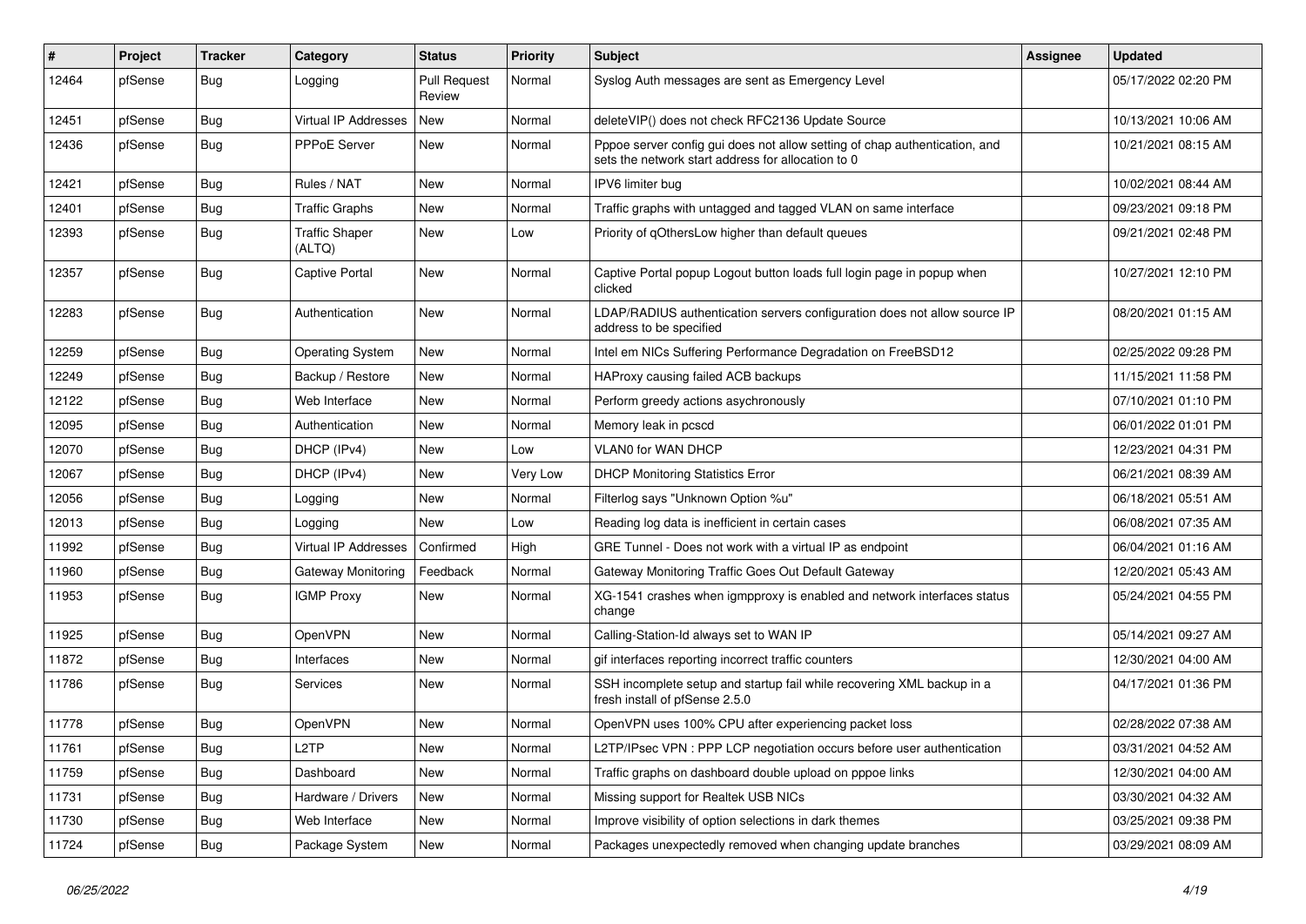| # | Project | Tracker | Category | Status | Priority | Subject | Assignee | Updated |
|---|---|---|---|---|---|---|---|---|
| 12464 | pfSense | Bug | Logging | Pull Request Review | Normal | Syslog Auth messages are sent as Emergency Level | | 05/17/2022 02:20 PM |
| 12451 | pfSense | Bug | Virtual IP Addresses | New | Normal | deleteVIP() does not check RFC2136 Update Source | | 10/13/2021 10:06 AM |
| 12436 | pfSense | Bug | PPPoE Server | New | Normal | Pppoe server config gui does not allow setting of chap authentication, and sets the network start address for allocation to 0 | | 10/21/2021 08:15 AM |
| 12421 | pfSense | Bug | Rules / NAT | New | Normal | IPV6 limiter bug | | 10/02/2021 08:44 AM |
| 12401 | pfSense | Bug | Traffic Graphs | New | Normal | Traffic graphs with untagged and tagged VLAN on same interface | | 09/23/2021 09:18 PM |
| 12393 | pfSense | Bug | Traffic Shaper (ALTQ) | New | Low | Priority of qOthersLow higher than default queues | | 09/21/2021 02:48 PM |
| 12357 | pfSense | Bug | Captive Portal | New | Normal | Captive Portal popup Logout button loads full login page in popup when clicked | | 10/27/2021 12:10 PM |
| 12283 | pfSense | Bug | Authentication | New | Normal | LDAP/RADIUS authentication servers configuration does not allow source IP address to be specified | | 08/20/2021 01:15 AM |
| 12259 | pfSense | Bug | Operating System | New | Normal | Intel em NICs Suffering Performance Degradation on FreeBSD12 | | 02/25/2022 09:28 PM |
| 12249 | pfSense | Bug | Backup / Restore | New | Normal | HAProxy causing failed ACB backups | | 11/15/2021 11:58 PM |
| 12122 | pfSense | Bug | Web Interface | New | Normal | Perform greedy actions asychronously | | 07/10/2021 01:10 PM |
| 12095 | pfSense | Bug | Authentication | New | Normal | Memory leak in pcscd | | 06/01/2022 01:01 PM |
| 12070 | pfSense | Bug | DHCP (IPv4) | New | Low | VLAN0 for WAN DHCP | | 12/23/2021 04:31 PM |
| 12067 | pfSense | Bug | DHCP (IPv4) | New | Very Low | DHCP Monitoring Statistics Error | | 06/21/2021 08:39 AM |
| 12056 | pfSense | Bug | Logging | New | Normal | Filterlog says "Unknown Option %u" | | 06/18/2021 05:51 AM |
| 12013 | pfSense | Bug | Logging | New | Low | Reading log data is inefficient in certain cases | | 06/08/2021 07:35 AM |
| 11992 | pfSense | Bug | Virtual IP Addresses | Confirmed | High | GRE Tunnel - Does not work with a virtual IP as endpoint | | 06/04/2021 01:16 AM |
| 11960 | pfSense | Bug | Gateway Monitoring | Feedback | Normal | Gateway Monitoring Traffic Goes Out Default Gateway | | 12/20/2021 05:43 AM |
| 11953 | pfSense | Bug | IGMP Proxy | New | Normal | XG-1541 crashes when igmpproxy is enabled and network interfaces status change | | 05/24/2021 04:55 PM |
| 11925 | pfSense | Bug | OpenVPN | New | Normal | Calling-Station-Id always set to WAN IP | | 05/14/2021 09:27 AM |
| 11872 | pfSense | Bug | Interfaces | New | Normal | gif interfaces reporting incorrect traffic counters | | 12/30/2021 04:00 AM |
| 11786 | pfSense | Bug | Services | New | Normal | SSH incomplete setup and startup fail while recovering XML backup in a fresh install of pfSense 2.5.0 | | 04/17/2021 01:36 PM |
| 11778 | pfSense | Bug | OpenVPN | New | Normal | OpenVPN uses 100% CPU after experiencing packet loss | | 02/28/2022 07:38 AM |
| 11761 | pfSense | Bug | L2TP | New | Normal | L2TP/IPsec VPN : PPP LCP negotiation occurs before user authentication | | 03/31/2021 04:52 AM |
| 11759 | pfSense | Bug | Dashboard | New | Normal | Traffic graphs on dashboard double upload on pppoe links | | 12/30/2021 04:00 AM |
| 11731 | pfSense | Bug | Hardware / Drivers | New | Normal | Missing support for Realtek USB NICs | | 03/30/2021 04:32 AM |
| 11730 | pfSense | Bug | Web Interface | New | Normal | Improve visibility of option selections in dark themes | | 03/25/2021 09:38 PM |
| 11724 | pfSense | Bug | Package System | New | Normal | Packages unexpectedly removed when changing update branches | | 03/29/2021 08:09 AM |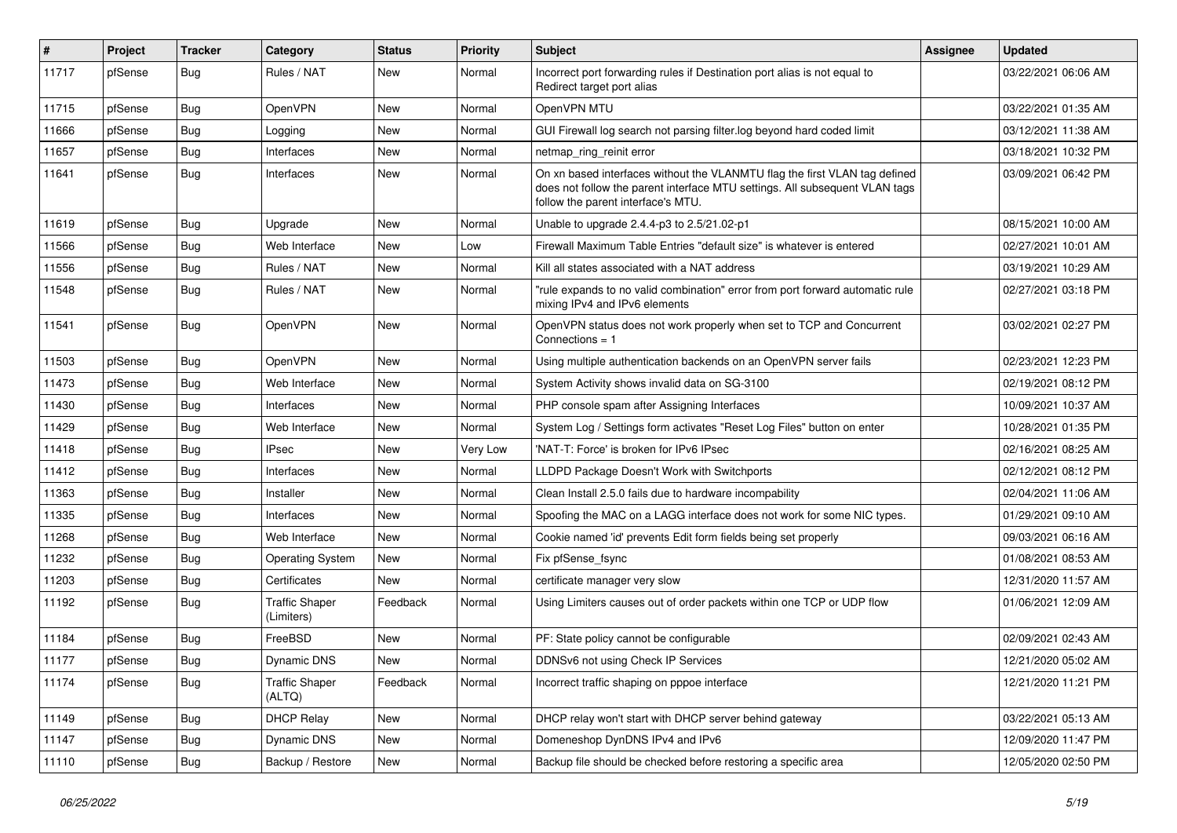| # | Project | Tracker | Category | Status | Priority | Subject | Assignee | Updated |
|---|---|---|---|---|---|---|---|---|
| 11717 | pfSense | Bug | Rules / NAT | New | Normal | Incorrect port forwarding rules if Destination port alias is not equal to Redirect target port alias | | 03/22/2021 06:06 AM |
| 11715 | pfSense | Bug | OpenVPN | New | Normal | OpenVPN MTU | | 03/22/2021 01:35 AM |
| 11666 | pfSense | Bug | Logging | New | Normal | GUI Firewall log search not parsing filter.log beyond hard coded limit | | 03/12/2021 11:38 AM |
| 11657 | pfSense | Bug | Interfaces | New | Normal | netmap_ring_reinit error | | 03/18/2021 10:32 PM |
| 11641 | pfSense | Bug | Interfaces | New | Normal | On xn based interfaces without the VLANMTU flag the first VLAN tag defined does not follow the parent interface MTU settings. All subsequent VLAN tags follow the parent interface's MTU. | | 03/09/2021 06:42 PM |
| 11619 | pfSense | Bug | Upgrade | New | Normal | Unable to upgrade 2.4.4-p3 to 2.5/21.02-p1 | | 08/15/2021 10:00 AM |
| 11566 | pfSense | Bug | Web Interface | New | Low | Firewall Maximum Table Entries "default size" is whatever is entered | | 02/27/2021 10:01 AM |
| 11556 | pfSense | Bug | Rules / NAT | New | Normal | Kill all states associated with a NAT address | | 03/19/2021 10:29 AM |
| 11548 | pfSense | Bug | Rules / NAT | New | Normal | "rule expands to no valid combination" error from port forward automatic rule mixing IPv4 and IPv6 elements | | 02/27/2021 03:18 PM |
| 11541 | pfSense | Bug | OpenVPN | New | Normal | OpenVPN status does not work properly when set to TCP and Concurrent Connections = 1 | | 03/02/2021 02:27 PM |
| 11503 | pfSense | Bug | OpenVPN | New | Normal | Using multiple authentication backends on an OpenVPN server fails | | 02/23/2021 12:23 PM |
| 11473 | pfSense | Bug | Web Interface | New | Normal | System Activity shows invalid data on SG-3100 | | 02/19/2021 08:12 PM |
| 11430 | pfSense | Bug | Interfaces | New | Normal | PHP console spam after Assigning Interfaces | | 10/09/2021 10:37 AM |
| 11429 | pfSense | Bug | Web Interface | New | Normal | System Log / Settings form activates "Reset Log Files" button on enter | | 10/28/2021 01:35 PM |
| 11418 | pfSense | Bug | IPsec | New | Very Low | 'NAT-T: Force' is broken for IPv6 IPsec | | 02/16/2021 08:25 AM |
| 11412 | pfSense | Bug | Interfaces | New | Normal | LLDPD Package Doesn't Work with Switchports | | 02/12/2021 08:12 PM |
| 11363 | pfSense | Bug | Installer | New | Normal | Clean Install 2.5.0 fails due to hardware incompability | | 02/04/2021 11:06 AM |
| 11335 | pfSense | Bug | Interfaces | New | Normal | Spoofing the MAC on a LAGG interface does not work for some NIC types. | | 01/29/2021 09:10 AM |
| 11268 | pfSense | Bug | Web Interface | New | Normal | Cookie named 'id' prevents Edit form fields being set properly | | 09/03/2021 06:16 AM |
| 11232 | pfSense | Bug | Operating System | New | Normal | Fix pfSense_fsync | | 01/08/2021 08:53 AM |
| 11203 | pfSense | Bug | Certificates | New | Normal | certificate manager very slow | | 12/31/2020 11:57 AM |
| 11192 | pfSense | Bug | Traffic Shaper (Limiters) | Feedback | Normal | Using Limiters causes out of order packets within one TCP or UDP flow | | 01/06/2021 12:09 AM |
| 11184 | pfSense | Bug | FreeBSD | New | Normal | PF: State policy cannot be configurable | | 02/09/2021 02:43 AM |
| 11177 | pfSense | Bug | Dynamic DNS | New | Normal | DDNSv6 not using Check IP Services | | 12/21/2020 05:02 AM |
| 11174 | pfSense | Bug | Traffic Shaper (ALTQ) | Feedback | Normal | Incorrect traffic shaping on pppoe interface | | 12/21/2020 11:21 PM |
| 11149 | pfSense | Bug | DHCP Relay | New | Normal | DHCP relay won't start with DHCP server behind gateway | | 03/22/2021 05:13 AM |
| 11147 | pfSense | Bug | Dynamic DNS | New | Normal | Domeneshop DynDNS IPv4 and IPv6 | | 12/09/2020 11:47 PM |
| 11110 | pfSense | Bug | Backup / Restore | New | Normal | Backup file should be checked before restoring a specific area | | 12/05/2020 02:50 PM |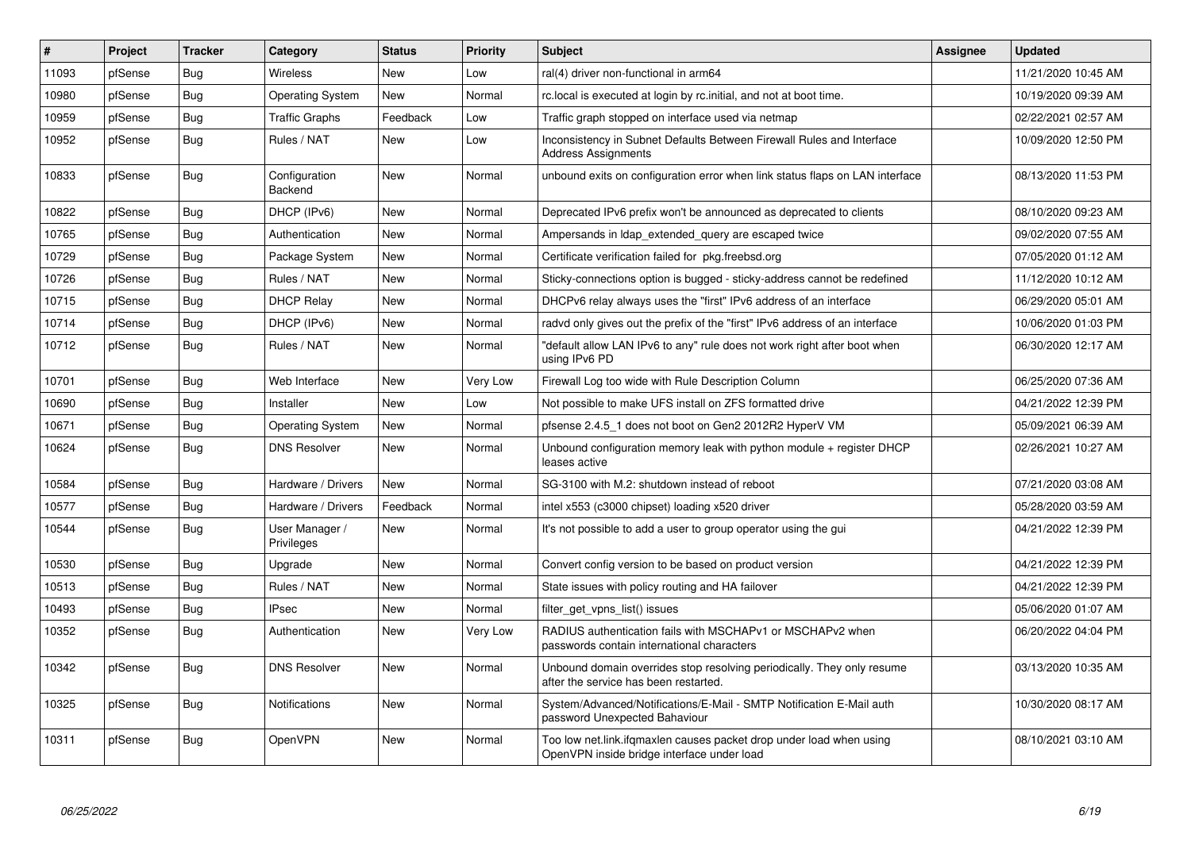| # | Project | Tracker | Category | Status | Priority | Subject | Assignee | Updated |
|---|---|---|---|---|---|---|---|---|
| 11093 | pfSense | Bug | Wireless | New | Low | ral(4) driver non-functional in arm64 | | 11/21/2020 10:45 AM |
| 10980 | pfSense | Bug | Operating System | New | Normal | rc.local is executed at login by rc.initial, and not at boot time. | | 10/19/2020 09:39 AM |
| 10959 | pfSense | Bug | Traffic Graphs | Feedback | Low | Traffic graph stopped on interface used via netmap | | 02/22/2021 02:57 AM |
| 10952 | pfSense | Bug | Rules / NAT | New | Low | Inconsistency in Subnet Defaults Between Firewall Rules and Interface Address Assignments | | 10/09/2020 12:50 PM |
| 10833 | pfSense | Bug | Configuration Backend | New | Normal | unbound exits on configuration error when link status flaps on LAN interface | | 08/13/2020 11:53 PM |
| 10822 | pfSense | Bug | DHCP (IPv6) | New | Normal | Deprecated IPv6 prefix won't be announced as deprecated to clients | | 08/10/2020 09:23 AM |
| 10765 | pfSense | Bug | Authentication | New | Normal | Ampersands in ldap_extended_query are escaped twice | | 09/02/2020 07:55 AM |
| 10729 | pfSense | Bug | Package System | New | Normal | Certificate verification failed for pkg.freebsd.org | | 07/05/2020 01:12 AM |
| 10726 | pfSense | Bug | Rules / NAT | New | Normal | Sticky-connections option is bugged - sticky-address cannot be redefined | | 11/12/2020 10:12 AM |
| 10715 | pfSense | Bug | DHCP Relay | New | Normal | DHCPv6 relay always uses the "first" IPv6 address of an interface | | 06/29/2020 05:01 AM |
| 10714 | pfSense | Bug | DHCP (IPv6) | New | Normal | radvd only gives out the prefix of the "first" IPv6 address of an interface | | 10/06/2020 01:03 PM |
| 10712 | pfSense | Bug | Rules / NAT | New | Normal | "default allow LAN IPv6 to any" rule does not work right after boot when using IPv6 PD | | 06/30/2020 12:17 AM |
| 10701 | pfSense | Bug | Web Interface | New | Very Low | Firewall Log too wide with Rule Description Column | | 06/25/2020 07:36 AM |
| 10690 | pfSense | Bug | Installer | New | Low | Not possible to make UFS install on ZFS formatted drive | | 04/21/2022 12:39 PM |
| 10671 | pfSense | Bug | Operating System | New | Normal | pfsense 2.4.5_1 does not boot on Gen2 2012R2 HyperV VM | | 05/09/2021 06:39 AM |
| 10624 | pfSense | Bug | DNS Resolver | New | Normal | Unbound configuration memory leak with python module + register DHCP leases active | | 02/26/2021 10:27 AM |
| 10584 | pfSense | Bug | Hardware / Drivers | New | Normal | SG-3100 with M.2: shutdown instead of reboot | | 07/21/2020 03:08 AM |
| 10577 | pfSense | Bug | Hardware / Drivers | Feedback | Normal | intel x553 (c3000 chipset) loading x520 driver | | 05/28/2020 03:59 AM |
| 10544 | pfSense | Bug | User Manager / Privileges | New | Normal | It's not possible to add a user to group operator using the gui | | 04/21/2022 12:39 PM |
| 10530 | pfSense | Bug | Upgrade | New | Normal | Convert config version to be based on product version | | 04/21/2022 12:39 PM |
| 10513 | pfSense | Bug | Rules / NAT | New | Normal | State issues with policy routing and HA failover | | 04/21/2022 12:39 PM |
| 10493 | pfSense | Bug | IPsec | New | Normal | filter_get_vpns_list() issues | | 05/06/2020 01:07 AM |
| 10352 | pfSense | Bug | Authentication | New | Very Low | RADIUS authentication fails with MSCHAPv1 or MSCHAPv2 when passwords contain international characters | | 06/20/2022 04:04 PM |
| 10342 | pfSense | Bug | DNS Resolver | New | Normal | Unbound domain overrides stop resolving periodically. They only resume after the service has been restarted. | | 03/13/2020 10:35 AM |
| 10325 | pfSense | Bug | Notifications | New | Normal | System/Advanced/Notifications/E-Mail - SMTP Notification E-Mail auth password Unexpected Bahaviour | | 10/30/2020 08:17 AM |
| 10311 | pfSense | Bug | OpenVPN | New | Normal | Too low net.link.ifqmaxlen causes packet drop under load when using OpenVPN inside bridge interface under load | | 08/10/2021 03:10 AM |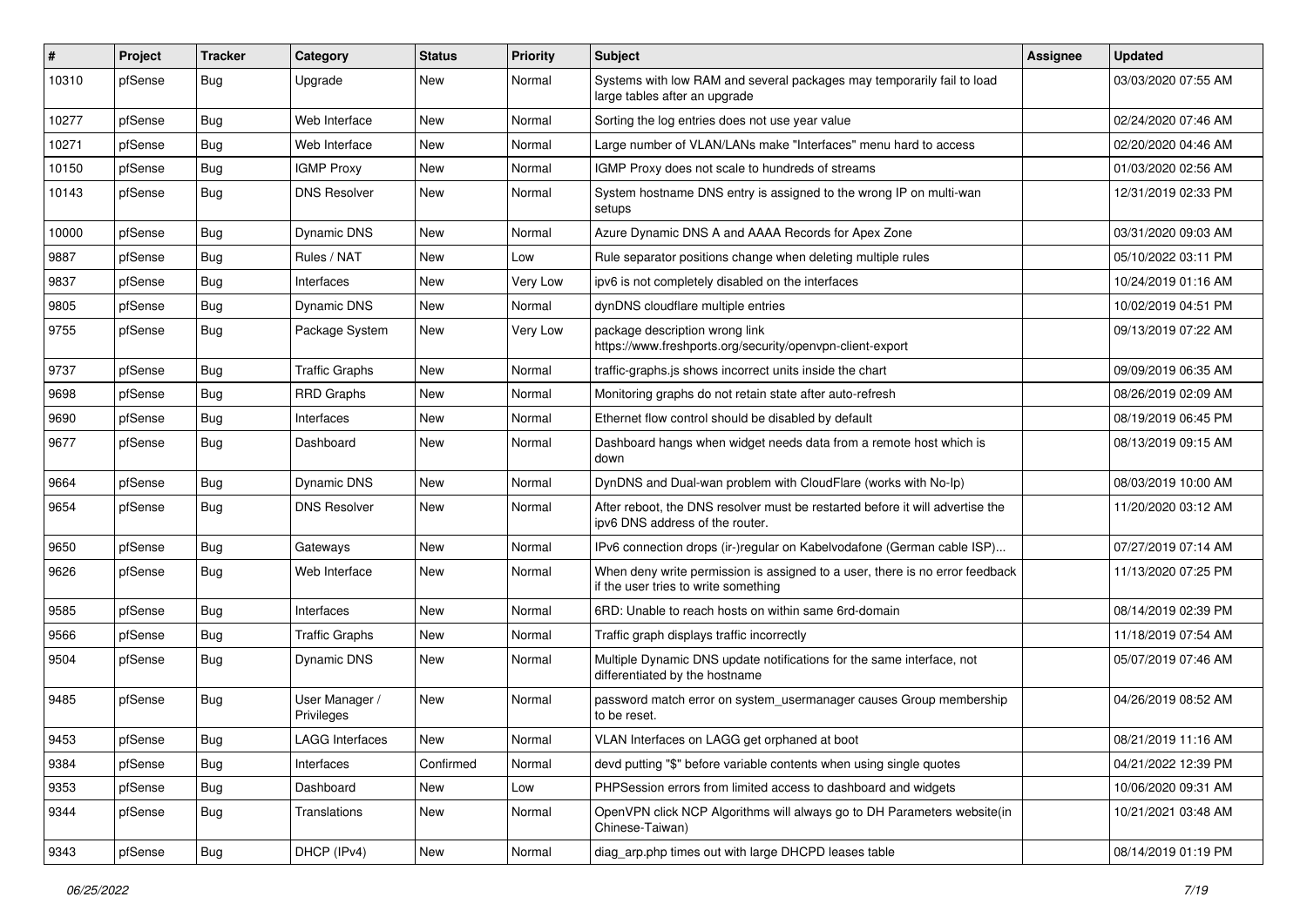| # | Project | Tracker | Category | Status | Priority | Subject | Assignee | Updated |
|---|---|---|---|---|---|---|---|---|
| 10310 | pfSense | Bug | Upgrade | New | Normal | Systems with low RAM and several packages may temporarily fail to load large tables after an upgrade | | 03/03/2020 07:55 AM |
| 10277 | pfSense | Bug | Web Interface | New | Normal | Sorting the log entries does not use year value | | 02/24/2020 07:46 AM |
| 10271 | pfSense | Bug | Web Interface | New | Normal | Large number of VLAN/LANs make "Interfaces" menu hard to access | | 02/20/2020 04:46 AM |
| 10150 | pfSense | Bug | IGMP Proxy | New | Normal | IGMP Proxy does not scale to hundreds of streams | | 01/03/2020 02:56 AM |
| 10143 | pfSense | Bug | DNS Resolver | New | Normal | System hostname DNS entry is assigned to the wrong IP on multi-wan setups | | 12/31/2019 02:33 PM |
| 10000 | pfSense | Bug | Dynamic DNS | New | Normal | Azure Dynamic DNS A and AAAA Records for Apex Zone | | 03/31/2020 09:03 AM |
| 9887 | pfSense | Bug | Rules / NAT | New | Low | Rule separator positions change when deleting multiple rules | | 05/10/2022 03:11 PM |
| 9837 | pfSense | Bug | Interfaces | New | Very Low | ipv6 is not completely disabled on the interfaces | | 10/24/2019 01:16 AM |
| 9805 | pfSense | Bug | Dynamic DNS | New | Normal | dynDNS cloudflare multiple entries | | 10/02/2019 04:51 PM |
| 9755 | pfSense | Bug | Package System | New | Very Low | package description wrong link https://www.freshports.org/security/openvpn-client-export | | 09/13/2019 07:22 AM |
| 9737 | pfSense | Bug | Traffic Graphs | New | Normal | traffic-graphs.js shows incorrect units inside the chart | | 09/09/2019 06:35 AM |
| 9698 | pfSense | Bug | RRD Graphs | New | Normal | Monitoring graphs do not retain state after auto-refresh | | 08/26/2019 02:09 AM |
| 9690 | pfSense | Bug | Interfaces | New | Normal | Ethernet flow control should be disabled by default | | 08/19/2019 06:45 PM |
| 9677 | pfSense | Bug | Dashboard | New | Normal | Dashboard hangs when widget needs data from a remote host which is down | | 08/13/2019 09:15 AM |
| 9664 | pfSense | Bug | Dynamic DNS | New | Normal | DynDNS and Dual-wan problem with CloudFlare (works with No-Ip) | | 08/03/2019 10:00 AM |
| 9654 | pfSense | Bug | DNS Resolver | New | Normal | After reboot, the DNS resolver must be restarted before it will advertise the ipv6 DNS address of the router. | | 11/20/2020 03:12 AM |
| 9650 | pfSense | Bug | Gateways | New | Normal | IPv6 connection drops (ir-)regular on Kabelvodafone (German cable ISP)... | | 07/27/2019 07:14 AM |
| 9626 | pfSense | Bug | Web Interface | New | Normal | When deny write permission is assigned to a user, there is no error feedback if the user tries to write something | | 11/13/2020 07:25 PM |
| 9585 | pfSense | Bug | Interfaces | New | Normal | 6RD: Unable to reach hosts on within same 6rd-domain | | 08/14/2019 02:39 PM |
| 9566 | pfSense | Bug | Traffic Graphs | New | Normal | Traffic graph displays traffic incorrectly | | 11/18/2019 07:54 AM |
| 9504 | pfSense | Bug | Dynamic DNS | New | Normal | Multiple Dynamic DNS update notifications for the same interface, not differentiated by the hostname | | 05/07/2019 07:46 AM |
| 9485 | pfSense | Bug | User Manager / Privileges | New | Normal | password match error on system_usermanager causes Group membership to be reset. | | 04/26/2019 08:52 AM |
| 9453 | pfSense | Bug | LAGG Interfaces | New | Normal | VLAN Interfaces on LAGG get orphaned at boot | | 08/21/2019 11:16 AM |
| 9384 | pfSense | Bug | Interfaces | Confirmed | Normal | devd putting "$" before variable contents when using single quotes | | 04/21/2022 12:39 PM |
| 9353 | pfSense | Bug | Dashboard | New | Low | PHPSession errors from limited access to dashboard and widgets | | 10/06/2020 09:31 AM |
| 9344 | pfSense | Bug | Translations | New | Normal | OpenVPN click NCP Algorithms will always go to DH Parameters website(in Chinese-Taiwan) | | 10/21/2021 03:48 AM |
| 9343 | pfSense | Bug | DHCP (IPv4) | New | Normal | diag_arp.php times out with large DHCPD leases table | | 08/14/2019 01:19 PM |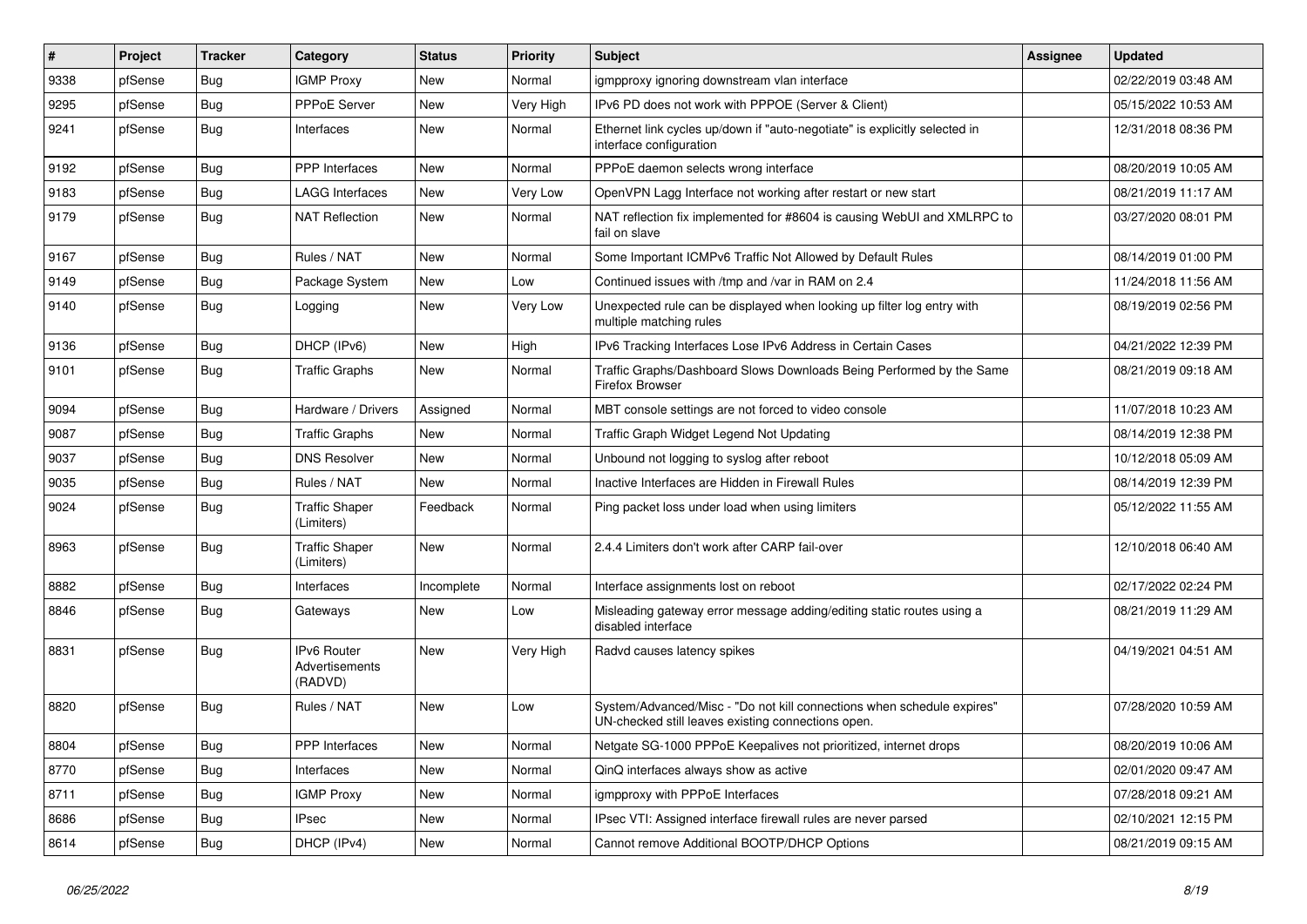| # | Project | Tracker | Category | Status | Priority | Subject | Assignee | Updated |
|---|---|---|---|---|---|---|---|---|
| 9338 | pfSense | Bug | IGMP Proxy | New | Normal | igmpproxy ignoring downstream vlan interface | | 02/22/2019 03:48 AM |
| 9295 | pfSense | Bug | PPPoE Server | New | Very High | IPv6 PD does not work with PPPOE (Server & Client) | | 05/15/2022 10:53 AM |
| 9241 | pfSense | Bug | Interfaces | New | Normal | Ethernet link cycles up/down if "auto-negotiate" is explicitly selected in interface configuration | | 12/31/2018 08:36 PM |
| 9192 | pfSense | Bug | PPP Interfaces | New | Normal | PPPoE daemon selects wrong interface | | 08/20/2019 10:05 AM |
| 9183 | pfSense | Bug | LAGG Interfaces | New | Very Low | OpenVPN Lagg Interface not working after restart or new start | | 08/21/2019 11:17 AM |
| 9179 | pfSense | Bug | NAT Reflection | New | Normal | NAT reflection fix implemented for #8604 is causing WebUI and XMLRPC to fail on slave | | 03/27/2020 08:01 PM |
| 9167 | pfSense | Bug | Rules / NAT | New | Normal | Some Important ICMPv6 Traffic Not Allowed by Default Rules | | 08/14/2019 01:00 PM |
| 9149 | pfSense | Bug | Package System | New | Low | Continued issues with /tmp and /var in RAM on 2.4 | | 11/24/2018 11:56 AM |
| 9140 | pfSense | Bug | Logging | New | Very Low | Unexpected rule can be displayed when looking up filter log entry with multiple matching rules | | 08/19/2019 02:56 PM |
| 9136 | pfSense | Bug | DHCP (IPv6) | New | High | IPv6 Tracking Interfaces Lose IPv6 Address in Certain Cases | | 04/21/2022 12:39 PM |
| 9101 | pfSense | Bug | Traffic Graphs | New | Normal | Traffic Graphs/Dashboard Slows Downloads Being Performed by the Same Firefox Browser | | 08/21/2019 09:18 AM |
| 9094 | pfSense | Bug | Hardware / Drivers | Assigned | Normal | MBT console settings are not forced to video console | | 11/07/2018 10:23 AM |
| 9087 | pfSense | Bug | Traffic Graphs | New | Normal | Traffic Graph Widget Legend Not Updating | | 08/14/2019 12:38 PM |
| 9037 | pfSense | Bug | DNS Resolver | New | Normal | Unbound not logging to syslog after reboot | | 10/12/2018 05:09 AM |
| 9035 | pfSense | Bug | Rules / NAT | New | Normal | Inactive Interfaces are Hidden in Firewall Rules | | 08/14/2019 12:39 PM |
| 9024 | pfSense | Bug | Traffic Shaper (Limiters) | Feedback | Normal | Ping packet loss under load when using limiters | | 05/12/2022 11:55 AM |
| 8963 | pfSense | Bug | Traffic Shaper (Limiters) | New | Normal | 2.4.4 Limiters don't work after CARP fail-over | | 12/10/2018 06:40 AM |
| 8882 | pfSense | Bug | Interfaces | Incomplete | Normal | Interface assignments lost on reboot | | 02/17/2022 02:24 PM |
| 8846 | pfSense | Bug | Gateways | New | Low | Misleading gateway error message adding/editing static routes using a disabled interface | | 08/21/2019 11:29 AM |
| 8831 | pfSense | Bug | IPv6 Router Advertisements (RADVD) | New | Very High | Radvd causes latency spikes | | 04/19/2021 04:51 AM |
| 8820 | pfSense | Bug | Rules / NAT | New | Low | System/Advanced/Misc - "Do not kill connections when schedule expires" UN-checked still leaves existing connections open. | | 07/28/2020 10:59 AM |
| 8804 | pfSense | Bug | PPP Interfaces | New | Normal | Netgate SG-1000 PPPoE Keepalives not prioritized, internet drops | | 08/20/2019 10:06 AM |
| 8770 | pfSense | Bug | Interfaces | New | Normal | QinQ interfaces always show as active | | 02/01/2020 09:47 AM |
| 8711 | pfSense | Bug | IGMP Proxy | New | Normal | igmpproxy with PPPoE Interfaces | | 07/28/2018 09:21 AM |
| 8686 | pfSense | Bug | IPsec | New | Normal | IPsec VTI: Assigned interface firewall rules are never parsed | | 02/10/2021 12:15 PM |
| 8614 | pfSense | Bug | DHCP (IPv4) | New | Normal | Cannot remove Additional BOOTP/DHCP Options | | 08/21/2019 09:15 AM |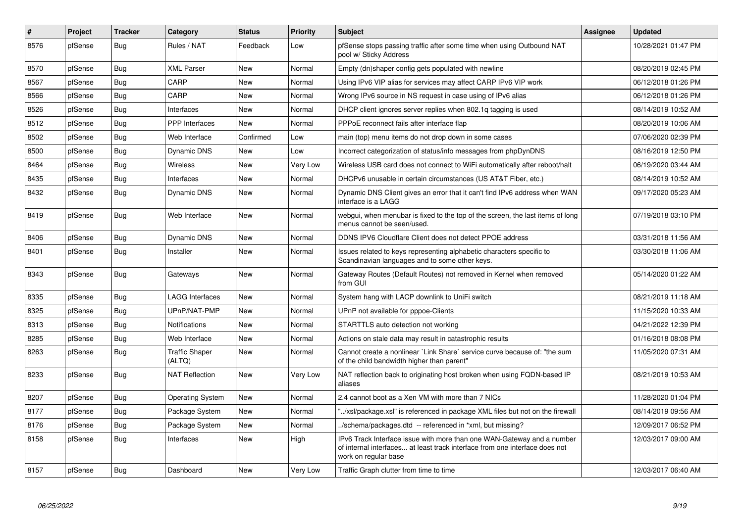| # | Project | Tracker | Category | Status | Priority | Subject | Assignee | Updated |
|---|---|---|---|---|---|---|---|---|
| 8576 | pfSense | Bug | Rules / NAT | Feedback | Low | pfSense stops passing traffic after some time when using Outbound NAT pool w/ Sticky Address | | 10/28/2021 01:47 PM |
| 8570 | pfSense | Bug | XML Parser | New | Normal | Empty (dn)shaper config gets populated with newline | | 08/20/2019 02:45 PM |
| 8567 | pfSense | Bug | CARP | New | Normal | Using IPv6 VIP alias for services may affect CARP IPv6 VIP work | | 06/12/2018 01:26 PM |
| 8566 | pfSense | Bug | CARP | New | Normal | Wrong IPv6 source in NS request in case using of IPv6 alias | | 06/12/2018 01:26 PM |
| 8526 | pfSense | Bug | Interfaces | New | Normal | DHCP client ignores server replies when 802.1q tagging is used | | 08/14/2019 10:52 AM |
| 8512 | pfSense | Bug | PPP Interfaces | New | Normal | PPPoE reconnect fails after interface flap | | 08/20/2019 10:06 AM |
| 8502 | pfSense | Bug | Web Interface | Confirmed | Low | main (top) menu items do not drop down in some cases | | 07/06/2020 02:39 PM |
| 8500 | pfSense | Bug | Dynamic DNS | New | Low | Incorrect categorization of status/info messages from phpDynDNS | | 08/16/2019 12:50 PM |
| 8464 | pfSense | Bug | Wireless | New | Very Low | Wireless USB card does not connect to WiFi automatically after reboot/halt | | 06/19/2020 03:44 AM |
| 8435 | pfSense | Bug | Interfaces | New | Normal | DHCPv6 unusable in certain circumstances (US AT&T Fiber, etc.) | | 08/14/2019 10:52 AM |
| 8432 | pfSense | Bug | Dynamic DNS | New | Normal | Dynamic DNS Client gives an error that it can't find IPv6 address when WAN interface is a LAGG | | 09/17/2020 05:23 AM |
| 8419 | pfSense | Bug | Web Interface | New | Normal | webgui, when menubar is fixed to the top of the screen, the last items of long menus cannot be seen/used. | | 07/19/2018 03:10 PM |
| 8406 | pfSense | Bug | Dynamic DNS | New | Normal | DDNS IPV6 Cloudflare Client does not detect PPOE address | | 03/31/2018 11:56 AM |
| 8401 | pfSense | Bug | Installer | New | Normal | Issues related to keys representing alphabetic characters specific to Scandinavian languages and to some other keys. | | 03/30/2018 11:06 AM |
| 8343 | pfSense | Bug | Gateways | New | Normal | Gateway Routes (Default Routes) not removed in Kernel when removed from GUI | | 05/14/2020 01:22 AM |
| 8335 | pfSense | Bug | LAGG Interfaces | New | Normal | System hang with LACP downlink to UniFi switch | | 08/21/2019 11:18 AM |
| 8325 | pfSense | Bug | UPnP/NAT-PMP | New | Normal | UPnP not available for pppoe-Clients | | 11/15/2020 10:33 AM |
| 8313 | pfSense | Bug | Notifications | New | Normal | STARTTLS auto detection not working | | 04/21/2022 12:39 PM |
| 8285 | pfSense | Bug | Web Interface | New | Normal | Actions on stale data may result in catastrophic results | | 01/16/2018 08:08 PM |
| 8263 | pfSense | Bug | Traffic Shaper (ALTQ) | New | Normal | Cannot create a nonlinear `Link Share` service curve because of: "the sum of the child bandwidth higher than parent" | | 11/05/2020 07:31 AM |
| 8233 | pfSense | Bug | NAT Reflection | New | Very Low | NAT reflection back to originating host broken when using FQDN-based IP aliases | | 08/21/2019 10:53 AM |
| 8207 | pfSense | Bug | Operating System | New | Normal | 2.4 cannot boot as a Xen VM with more than 7 NICs | | 11/28/2020 01:04 PM |
| 8177 | pfSense | Bug | Package System | New | Normal | "../xsl/package.xsl" is referenced in package XML files but not on the firewall | | 08/14/2019 09:56 AM |
| 8176 | pfSense | Bug | Package System | New | Normal | ../schema/packages.dtd -- referenced in *xml, but missing? | | 12/09/2017 06:52 PM |
| 8158 | pfSense | Bug | Interfaces | New | High | IPv6 Track Interface issue with more than one WAN-Gateway and a number of internal interfaces... at least track interface from one interface does not work on regular base | | 12/03/2017 09:00 AM |
| 8157 | pfSense | Bug | Dashboard | New | Very Low | Traffic Graph clutter from time to time | | 12/03/2017 06:40 AM |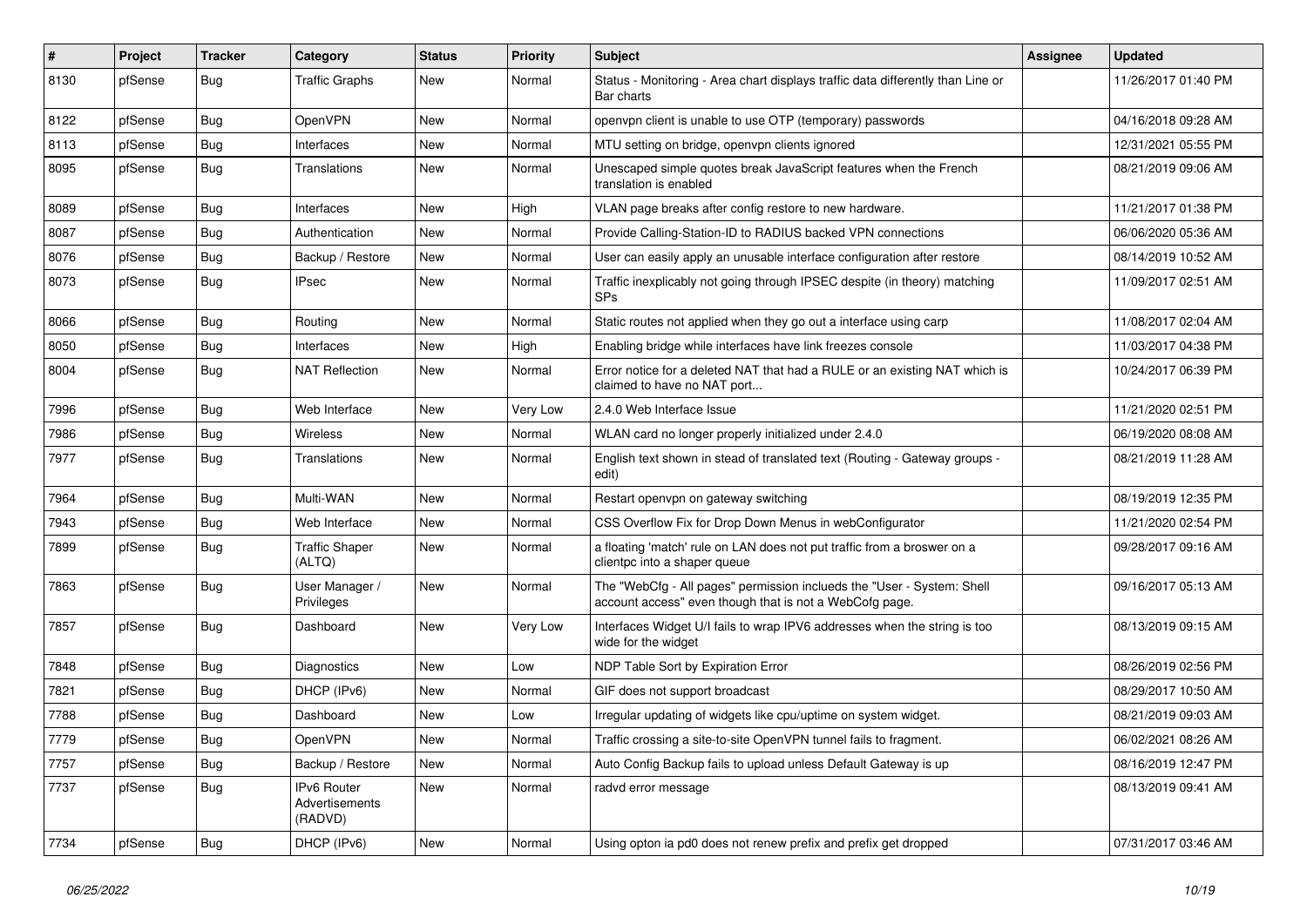| # | Project | Tracker | Category | Status | Priority | Subject | Assignee | Updated |
|---|---|---|---|---|---|---|---|---|
| 8130 | pfSense | Bug | Traffic Graphs | New | Normal | Status - Monitoring - Area chart displays traffic data differently than Line or Bar charts | | 11/26/2017 01:40 PM |
| 8122 | pfSense | Bug | OpenVPN | New | Normal | openvpn client is unable to use OTP (temporary) passwords | | 04/16/2018 09:28 AM |
| 8113 | pfSense | Bug | Interfaces | New | Normal | MTU setting on bridge, openvpn clients ignored | | 12/31/2021 05:55 PM |
| 8095 | pfSense | Bug | Translations | New | Normal | Unescaped simple quotes break JavaScript features when the French translation is enabled | | 08/21/2019 09:06 AM |
| 8089 | pfSense | Bug | Interfaces | New | High | VLAN page breaks after config restore to new hardware. | | 11/21/2017 01:38 PM |
| 8087 | pfSense | Bug | Authentication | New | Normal | Provide Calling-Station-ID to RADIUS backed VPN connections | | 06/06/2020 05:36 AM |
| 8076 | pfSense | Bug | Backup / Restore | New | Normal | User can easily apply an unusable interface configuration after restore | | 08/14/2019 10:52 AM |
| 8073 | pfSense | Bug | IPsec | New | Normal | Traffic inexplicably not going through IPSEC despite (in theory) matching SPs | | 11/09/2017 02:51 AM |
| 8066 | pfSense | Bug | Routing | New | Normal | Static routes not applied when they go out a interface using carp | | 11/08/2017 02:04 AM |
| 8050 | pfSense | Bug | Interfaces | New | High | Enabling bridge while interfaces have link freezes console | | 11/03/2017 04:38 PM |
| 8004 | pfSense | Bug | NAT Reflection | New | Normal | Error notice for a deleted NAT that had a RULE or an existing NAT which is claimed to have no NAT port... | | 10/24/2017 06:39 PM |
| 7996 | pfSense | Bug | Web Interface | New | Very Low | 2.4.0 Web Interface Issue | | 11/21/2020 02:51 PM |
| 7986 | pfSense | Bug | Wireless | New | Normal | WLAN card no longer properly initialized under 2.4.0 | | 06/19/2020 08:08 AM |
| 7977 | pfSense | Bug | Translations | New | Normal | English text shown in stead of translated text (Routing - Gateway groups - edit) | | 08/21/2019 11:28 AM |
| 7964 | pfSense | Bug | Multi-WAN | New | Normal | Restart openvpn on gateway switching | | 08/19/2019 12:35 PM |
| 7943 | pfSense | Bug | Web Interface | New | Normal | CSS Overflow Fix for Drop Down Menus in webConfigurator | | 11/21/2020 02:54 PM |
| 7899 | pfSense | Bug | Traffic Shaper (ALTQ) | New | Normal | a floating 'match' rule on LAN does not put traffic from a broswer on a clientpc into a shaper queue | | 09/28/2017 09:16 AM |
| 7863 | pfSense | Bug | User Manager / Privileges | New | Normal | The "WebCfg - All pages" permission inclueds the "User - System: Shell account access" even though that is not a WebCofg page. | | 09/16/2017 05:13 AM |
| 7857 | pfSense | Bug | Dashboard | New | Very Low | Interfaces Widget U/I fails to wrap IPV6 addresses when the string is too wide for the widget | | 08/13/2019 09:15 AM |
| 7848 | pfSense | Bug | Diagnostics | New | Low | NDP Table Sort by Expiration Error | | 08/26/2019 02:56 PM |
| 7821 | pfSense | Bug | DHCP (IPv6) | New | Normal | GIF does not support broadcast | | 08/29/2017 10:50 AM |
| 7788 | pfSense | Bug | Dashboard | New | Low | Irregular updating of widgets like cpu/uptime on system widget. | | 08/21/2019 09:03 AM |
| 7779 | pfSense | Bug | OpenVPN | New | Normal | Traffic crossing a site-to-site OpenVPN tunnel fails to fragment. | | 06/02/2021 08:26 AM |
| 7757 | pfSense | Bug | Backup / Restore | New | Normal | Auto Config Backup fails to upload unless Default Gateway is up | | 08/16/2019 12:47 PM |
| 7737 | pfSense | Bug | IPv6 Router Advertisements (RADVD) | New | Normal | radvd error message | | 08/13/2019 09:41 AM |
| 7734 | pfSense | Bug | DHCP (IPv6) | New | Normal | Using opton ia pd0 does not renew prefix and prefix get dropped | | 07/31/2017 03:46 AM |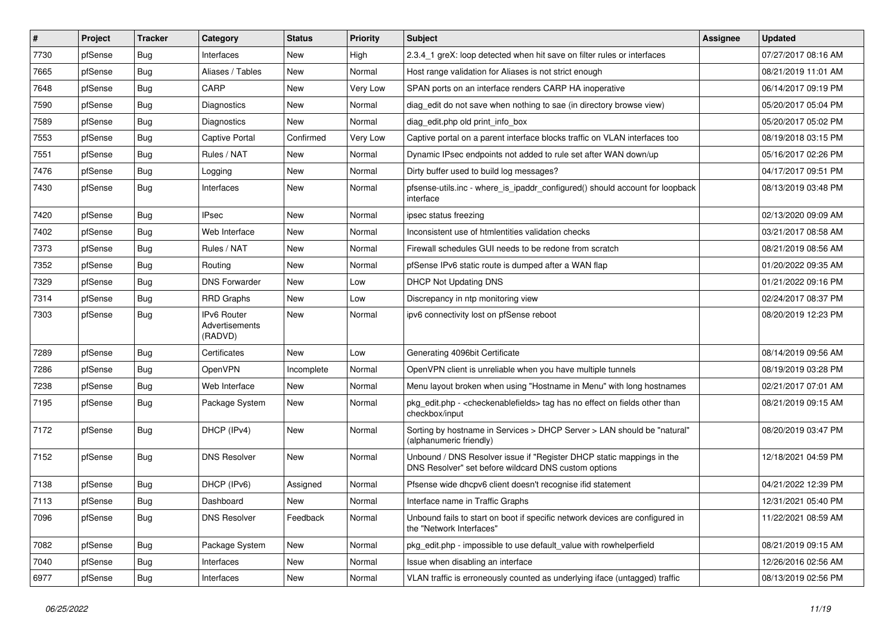| # | Project | Tracker | Category | Status | Priority | Subject | Assignee | Updated |
|---|---|---|---|---|---|---|---|---|
| 7730 | pfSense | Bug | Interfaces | New | High | 2.3.4_1 greX: loop detected when hit save on filter rules or interfaces | | 07/27/2017 08:16 AM |
| 7665 | pfSense | Bug | Aliases / Tables | New | Normal | Host range validation for Aliases is not strict enough | | 08/21/2019 11:01 AM |
| 7648 | pfSense | Bug | CARP | New | Very Low | SPAN ports on an interface renders CARP HA inoperative | | 06/14/2017 09:19 PM |
| 7590 | pfSense | Bug | Diagnostics | New | Normal | diag_edit do not save when nothing to sae (in directory browse view) | | 05/20/2017 05:04 PM |
| 7589 | pfSense | Bug | Diagnostics | New | Normal | diag_edit.php old print_info_box | | 05/20/2017 05:02 PM |
| 7553 | pfSense | Bug | Captive Portal | Confirmed | Very Low | Captive portal on a parent interface blocks traffic on VLAN interfaces too | | 08/19/2018 03:15 PM |
| 7551 | pfSense | Bug | Rules / NAT | New | Normal | Dynamic IPsec endpoints not added to rule set after WAN down/up | | 05/16/2017 02:26 PM |
| 7476 | pfSense | Bug | Logging | New | Normal | Dirty buffer used to build log messages? | | 04/17/2017 09:51 PM |
| 7430 | pfSense | Bug | Interfaces | New | Normal | pfsense-utils.inc - where_is_ipaddr_configured() should account for loopback interface | | 08/13/2019 03:48 PM |
| 7420 | pfSense | Bug | IPsec | New | Normal | ipsec status freezing | | 02/13/2020 09:09 AM |
| 7402 | pfSense | Bug | Web Interface | New | Normal | Inconsistent use of htmlentities validation checks | | 03/21/2017 08:58 AM |
| 7373 | pfSense | Bug | Rules / NAT | New | Normal | Firewall schedules GUI needs to be redone from scratch | | 08/21/2019 08:56 AM |
| 7352 | pfSense | Bug | Routing | New | Normal | pfSense IPv6 static route is dumped after a WAN flap | | 01/20/2022 09:35 AM |
| 7329 | pfSense | Bug | DNS Forwarder | New | Low | DHCP Not Updating DNS | | 01/21/2022 09:16 PM |
| 7314 | pfSense | Bug | RRD Graphs | New | Low | Discrepancy in ntp monitoring view | | 02/24/2017 08:37 PM |
| 7303 | pfSense | Bug | IPv6 Router Advertisements (RADVD) | New | Normal | ipv6 connectivity lost on pfSense reboot | | 08/20/2019 12:23 PM |
| 7289 | pfSense | Bug | Certificates | New | Low | Generating 4096bit Certificate | | 08/14/2019 09:56 AM |
| 7286 | pfSense | Bug | OpenVPN | Incomplete | Normal | OpenVPN client is unreliable when you have multiple tunnels | | 08/19/2019 03:28 PM |
| 7238 | pfSense | Bug | Web Interface | New | Normal | Menu layout broken when using "Hostname in Menu" with long hostnames | | 02/21/2017 07:01 AM |
| 7195 | pfSense | Bug | Package System | New | Normal | pkg_edit.php - <checkenablefields> tag has no effect on fields other than checkbox/input | | 08/21/2019 09:15 AM |
| 7172 | pfSense | Bug | DHCP (IPv4) | New | Normal | Sorting by hostname in Services > DHCP Server > LAN should be "natural" (alphanumeric friendly) | | 08/20/2019 03:47 PM |
| 7152 | pfSense | Bug | DNS Resolver | New | Normal | Unbound / DNS Resolver issue if "Register DHCP static mappings in the DNS Resolver" set before wildcard DNS custom options | | 12/18/2021 04:59 PM |
| 7138 | pfSense | Bug | DHCP (IPv6) | Assigned | Normal | Pfsense wide dhcpv6 client doesn't recognise ifid statement | | 04/21/2022 12:39 PM |
| 7113 | pfSense | Bug | Dashboard | New | Normal | Interface name in Traffic Graphs | | 12/31/2021 05:40 PM |
| 7096 | pfSense | Bug | DNS Resolver | Feedback | Normal | Unbound fails to start on boot if specific network devices are configured in the "Network Interfaces" | | 11/22/2021 08:59 AM |
| 7082 | pfSense | Bug | Package System | New | Normal | pkg_edit.php - impossible to use default_value with rowhelperfield | | 08/21/2019 09:15 AM |
| 7040 | pfSense | Bug | Interfaces | New | Normal | Issue when disabling an interface | | 12/26/2016 02:56 AM |
| 6977 | pfSense | Bug | Interfaces | New | Normal | VLAN traffic is erroneously counted as underlying iface (untagged) traffic | | 08/13/2019 02:56 PM |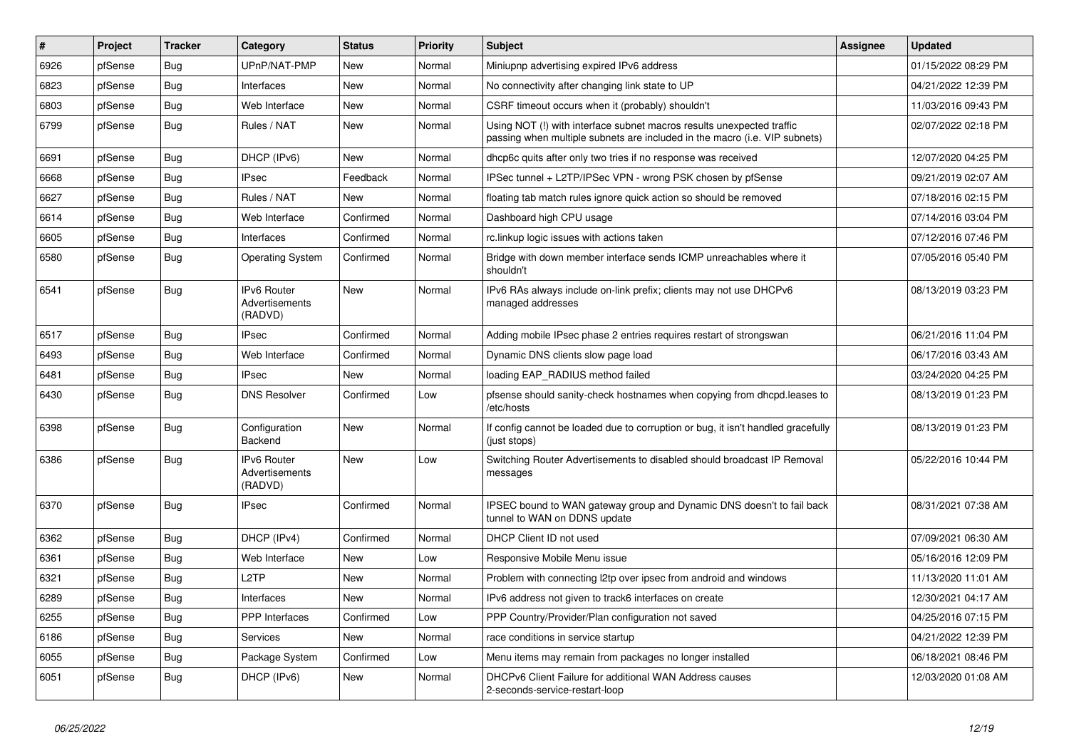| # | Project | Tracker | Category | Status | Priority | Subject | Assignee | Updated |
|---|---|---|---|---|---|---|---|---|
| 6926 | pfSense | Bug | UPnP/NAT-PMP | New | Normal | Miniupnp advertising expired IPv6 address | | 01/15/2022 08:29 PM |
| 6823 | pfSense | Bug | Interfaces | New | Normal | No connectivity after changing link state to UP | | 04/21/2022 12:39 PM |
| 6803 | pfSense | Bug | Web Interface | New | Normal | CSRF timeout occurs when it (probably) shouldn't | | 11/03/2016 09:43 PM |
| 6799 | pfSense | Bug | Rules / NAT | New | Normal | Using NOT (!) with interface subnet macros results unexpected traffic passing when multiple subnets are included in the macro (i.e. VIP subnets) | | 02/07/2022 02:18 PM |
| 6691 | pfSense | Bug | DHCP (IPv6) | New | Normal | dhcp6c quits after only two tries if no response was received | | 12/07/2020 04:25 PM |
| 6668 | pfSense | Bug | IPsec | Feedback | Normal | IPSec tunnel + L2TP/IPSec VPN - wrong PSK chosen by pfSense | | 09/21/2019 02:07 AM |
| 6627 | pfSense | Bug | Rules / NAT | New | Normal | floating tab match rules ignore quick action so should be removed | | 07/18/2016 02:15 PM |
| 6614 | pfSense | Bug | Web Interface | Confirmed | Normal | Dashboard high CPU usage | | 07/14/2016 03:04 PM |
| 6605 | pfSense | Bug | Interfaces | Confirmed | Normal | rc.linkup logic issues with actions taken | | 07/12/2016 07:46 PM |
| 6580 | pfSense | Bug | Operating System | Confirmed | Normal | Bridge with down member interface sends ICMP unreachables where it shouldn't | | 07/05/2016 05:40 PM |
| 6541 | pfSense | Bug | IPv6 Router Advertisements (RADVD) | New | Normal | IPv6 RAs always include on-link prefix; clients may not use DHCPv6 managed addresses | | 08/13/2019 03:23 PM |
| 6517 | pfSense | Bug | IPsec | Confirmed | Normal | Adding mobile IPsec phase 2 entries requires restart of strongswan | | 06/21/2016 11:04 PM |
| 6493 | pfSense | Bug | Web Interface | Confirmed | Normal | Dynamic DNS clients slow page load | | 06/17/2016 03:43 AM |
| 6481 | pfSense | Bug | IPsec | New | Normal | loading EAP_RADIUS method failed | | 03/24/2020 04:25 PM |
| 6430 | pfSense | Bug | DNS Resolver | Confirmed | Low | pfsense should sanity-check hostnames when copying from dhcpd.leases to /etc/hosts | | 08/13/2019 01:23 PM |
| 6398 | pfSense | Bug | Configuration Backend | New | Normal | If config cannot be loaded due to corruption or bug, it isn't handled gracefully (just stops) | | 08/13/2019 01:23 PM |
| 6386 | pfSense | Bug | IPv6 Router Advertisements (RADVD) | New | Low | Switching Router Advertisements to disabled should broadcast IP Removal messages | | 05/22/2016 10:44 PM |
| 6370 | pfSense | Bug | IPsec | Confirmed | Normal | IPSEC bound to WAN gateway group and Dynamic DNS doesn't to fail back tunnel to WAN on DDNS update | | 08/31/2021 07:38 AM |
| 6362 | pfSense | Bug | DHCP (IPv4) | Confirmed | Normal | DHCP Client ID not used | | 07/09/2021 06:30 AM |
| 6361 | pfSense | Bug | Web Interface | New | Low | Responsive Mobile Menu issue | | 05/16/2016 12:09 PM |
| 6321 | pfSense | Bug | L2TP | New | Normal | Problem with connecting l2tp over ipsec from android and windows | | 11/13/2020 11:01 AM |
| 6289 | pfSense | Bug | Interfaces | New | Normal | IPv6 address not given to track6 interfaces on create | | 12/30/2021 04:17 AM |
| 6255 | pfSense | Bug | PPP Interfaces | Confirmed | Low | PPP Country/Provider/Plan configuration not saved | | 04/25/2016 07:15 PM |
| 6186 | pfSense | Bug | Services | New | Normal | race conditions in service startup | | 04/21/2022 12:39 PM |
| 6055 | pfSense | Bug | Package System | Confirmed | Low | Menu items may remain from packages no longer installed | | 06/18/2021 08:46 PM |
| 6051 | pfSense | Bug | DHCP (IPv6) | New | Normal | DHCPv6 Client Failure for additional WAN Address causes 2-seconds-service-restart-loop | | 12/03/2020 01:08 AM |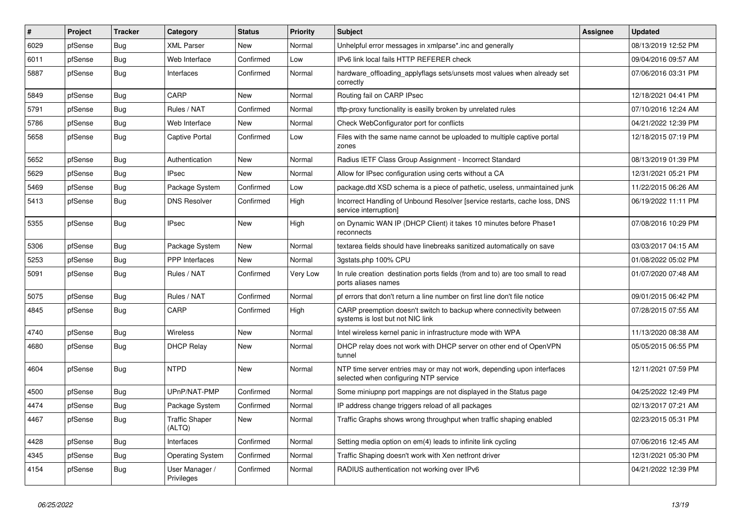| # | Project | Tracker | Category | Status | Priority | Subject | Assignee | Updated |
|---|---|---|---|---|---|---|---|---|
| 6029 | pfSense | Bug | XML Parser | New | Normal | Unhelpful error messages in xmlparse*.inc and generally | | 08/13/2019 12:52 PM |
| 6011 | pfSense | Bug | Web Interface | Confirmed | Low | IPv6 link local fails HTTP REFERER check | | 09/04/2016 09:57 AM |
| 5887 | pfSense | Bug | Interfaces | Confirmed | Normal | hardware_offloading_applyflags sets/unsets most values when already set correctly | | 07/06/2016 03:31 PM |
| 5849 | pfSense | Bug | CARP | New | Normal | Routing fail on CARP IPsec | | 12/18/2021 04:41 PM |
| 5791 | pfSense | Bug | Rules / NAT | Confirmed | Normal | tftp-proxy functionality is easilly broken by unrelated rules | | 07/10/2016 12:24 AM |
| 5786 | pfSense | Bug | Web Interface | New | Normal | Check WebConfigurator port for conflicts | | 04/21/2022 12:39 PM |
| 5658 | pfSense | Bug | Captive Portal | Confirmed | Low | Files with the same name cannot be uploaded to multiple captive portal zones | | 12/18/2015 07:19 PM |
| 5652 | pfSense | Bug | Authentication | New | Normal | Radius IETF Class Group Assignment - Incorrect Standard | | 08/13/2019 01:39 PM |
| 5629 | pfSense | Bug | IPsec | New | Normal | Allow for IPsec configuration using certs without a CA | | 12/31/2021 05:21 PM |
| 5469 | pfSense | Bug | Package System | Confirmed | Low | package.dtd XSD schema is a piece of pathetic, useless, unmaintained junk | | 11/22/2015 06:26 AM |
| 5413 | pfSense | Bug | DNS Resolver | Confirmed | High | Incorrect Handling of Unbound Resolver [service restarts, cache loss, DNS service interruption] | | 06/19/2022 11:11 PM |
| 5355 | pfSense | Bug | IPsec | New | High | on Dynamic WAN IP (DHCP Client) it takes 10 minutes before Phase1 reconnects | | 07/08/2016 10:29 PM |
| 5306 | pfSense | Bug | Package System | New | Normal | textarea fields should have linebreaks sanitized automatically on save | | 03/03/2017 04:15 AM |
| 5253 | pfSense | Bug | PPP Interfaces | New | Normal | 3gstats.php 100% CPU | | 01/08/2022 05:02 PM |
| 5091 | pfSense | Bug | Rules / NAT | Confirmed | Very Low | In rule creation destination ports fields (from and to) are too small to read ports aliases names | | 01/07/2020 07:48 AM |
| 5075 | pfSense | Bug | Rules / NAT | Confirmed | Normal | pf errors that don't return a line number on first line don't file notice | | 09/01/2015 06:42 PM |
| 4845 | pfSense | Bug | CARP | Confirmed | High | CARP preemption doesn't switch to backup where connectivity between systems is lost but not NIC link | | 07/28/2015 07:55 AM |
| 4740 | pfSense | Bug | Wireless | New | Normal | Intel wireless kernel panic in infrastructure mode with WPA | | 11/13/2020 08:38 AM |
| 4680 | pfSense | Bug | DHCP Relay | New | Normal | DHCP relay does not work with DHCP server on other end of OpenVPN tunnel | | 05/05/2015 06:55 PM |
| 4604 | pfSense | Bug | NTPD | New | Normal | NTP time server entries may or may not work, depending upon interfaces selected when configuring NTP service | | 12/11/2021 07:59 PM |
| 4500 | pfSense | Bug | UPnP/NAT-PMP | Confirmed | Normal | Some miniupnp port mappings are not displayed in the Status page | | 04/25/2022 12:49 PM |
| 4474 | pfSense | Bug | Package System | Confirmed | Normal | IP address change triggers reload of all packages | | 02/13/2017 07:21 AM |
| 4467 | pfSense | Bug | Traffic Shaper (ALTQ) | New | Normal | Traffic Graphs shows wrong throughput when traffic shaping enabled | | 02/23/2015 05:31 PM |
| 4428 | pfSense | Bug | Interfaces | Confirmed | Normal | Setting media option on em(4) leads to infinite link cycling | | 07/06/2016 12:45 AM |
| 4345 | pfSense | Bug | Operating System | Confirmed | Normal | Traffic Shaping doesn't work with Xen netfront driver | | 12/31/2021 05:30 PM |
| 4154 | pfSense | Bug | User Manager / Privileges | Confirmed | Normal | RADIUS authentication not working over IPv6 | | 04/21/2022 12:39 PM |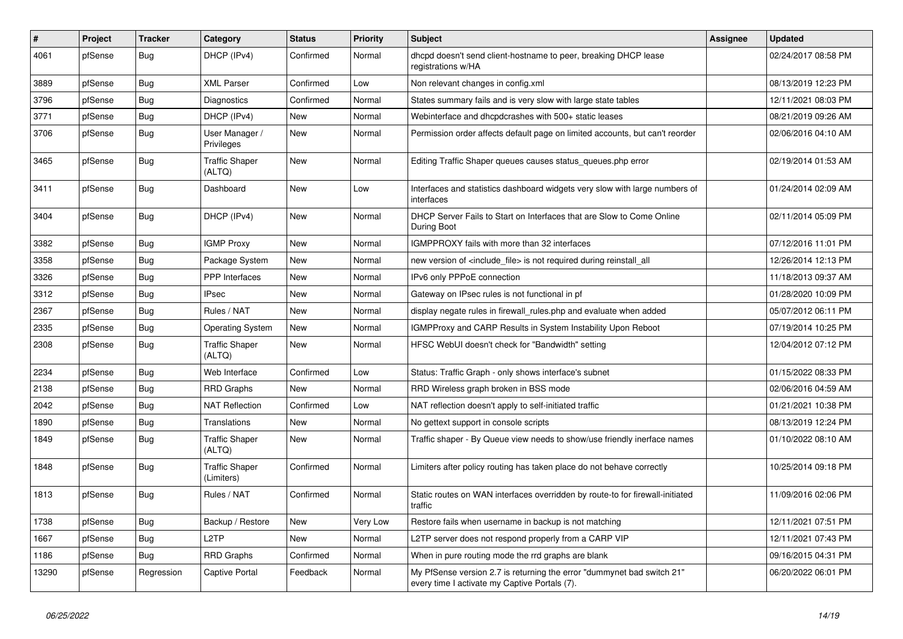| # | Project | Tracker | Category | Status | Priority | Subject | Assignee | Updated |
|---|---|---|---|---|---|---|---|---|
| 4061 | pfSense | Bug | DHCP (IPv4) | Confirmed | Normal | dhcpd doesn't send client-hostname to peer, breaking DHCP lease registrations w/HA | | 02/24/2017 08:58 PM |
| 3889 | pfSense | Bug | XML Parser | Confirmed | Low | Non relevant changes in config.xml | | 08/13/2019 12:23 PM |
| 3796 | pfSense | Bug | Diagnostics | Confirmed | Normal | States summary fails and is very slow with large state tables | | 12/11/2021 08:03 PM |
| 3771 | pfSense | Bug | DHCP (IPv4) | New | Normal | Webinterface and dhcpdcrashes with 500+ static leases | | 08/21/2019 09:26 AM |
| 3706 | pfSense | Bug | User Manager / Privileges | New | Normal | Permission order affects default page on limited accounts, but can't reorder | | 02/06/2016 04:10 AM |
| 3465 | pfSense | Bug | Traffic Shaper (ALTQ) | New | Normal | Editing Traffic Shaper queues causes status_queues.php error | | 02/19/2014 01:53 AM |
| 3411 | pfSense | Bug | Dashboard | New | Low | Interfaces and statistics dashboard widgets very slow with large numbers of interfaces | | 01/24/2014 02:09 AM |
| 3404 | pfSense | Bug | DHCP (IPv4) | New | Normal | DHCP Server Fails to Start on Interfaces that are Slow to Come Online During Boot | | 02/11/2014 05:09 PM |
| 3382 | pfSense | Bug | IGMP Proxy | New | Normal | IGMPPROXY fails with more than 32 interfaces | | 07/12/2016 11:01 PM |
| 3358 | pfSense | Bug | Package System | New | Normal | new version of <include_file> is not required during reinstall_all | | 12/26/2014 12:13 PM |
| 3326 | pfSense | Bug | PPP Interfaces | New | Normal | IPv6 only PPPoE connection | | 11/18/2013 09:37 AM |
| 3312 | pfSense | Bug | IPsec | New | Normal | Gateway on IPsec rules is not functional in pf | | 01/28/2020 10:09 PM |
| 2367 | pfSense | Bug | Rules / NAT | New | Normal | display negate rules in firewall_rules.php and evaluate when added | | 05/07/2012 06:11 PM |
| 2335 | pfSense | Bug | Operating System | New | Normal | IGMPProxy and CARP Results in System Instability Upon Reboot | | 07/19/2014 10:25 PM |
| 2308 | pfSense | Bug | Traffic Shaper (ALTQ) | New | Normal | HFSC WebUI doesn't check for "Bandwidth" setting | | 12/04/2012 07:12 PM |
| 2234 | pfSense | Bug | Web Interface | Confirmed | Low | Status: Traffic Graph - only shows interface's subnet | | 01/15/2022 08:33 PM |
| 2138 | pfSense | Bug | RRD Graphs | New | Normal | RRD Wireless graph broken in BSS mode | | 02/06/2016 04:59 AM |
| 2042 | pfSense | Bug | NAT Reflection | Confirmed | Low | NAT reflection doesn't apply to self-initiated traffic | | 01/21/2021 10:38 PM |
| 1890 | pfSense | Bug | Translations | New | Normal | No gettext support in console scripts | | 08/13/2019 12:24 PM |
| 1849 | pfSense | Bug | Traffic Shaper (ALTQ) | New | Normal | Traffic shaper - By Queue view needs to show/use friendly inerface names | | 01/10/2022 08:10 AM |
| 1848 | pfSense | Bug | Traffic Shaper (Limiters) | Confirmed | Normal | Limiters after policy routing has taken place do not behave correctly | | 10/25/2014 09:18 PM |
| 1813 | pfSense | Bug | Rules / NAT | Confirmed | Normal | Static routes on WAN interfaces overridden by route-to for firewall-initiated traffic | | 11/09/2016 02:06 PM |
| 1738 | pfSense | Bug | Backup / Restore | New | Very Low | Restore fails when username in backup is not matching | | 12/11/2021 07:51 PM |
| 1667 | pfSense | Bug | L2TP | New | Normal | L2TP server does not respond properly from a CARP VIP | | 12/11/2021 07:43 PM |
| 1186 | pfSense | Bug | RRD Graphs | Confirmed | Normal | When in pure routing mode the rrd graphs are blank | | 09/16/2015 04:31 PM |
| 13290 | pfSense | Regression | Captive Portal | Feedback | Normal | My PfSense version 2.7 is returning the error "dummynet bad switch 21" every time I activate my Captive Portals (7). | | 06/20/2022 06:01 PM |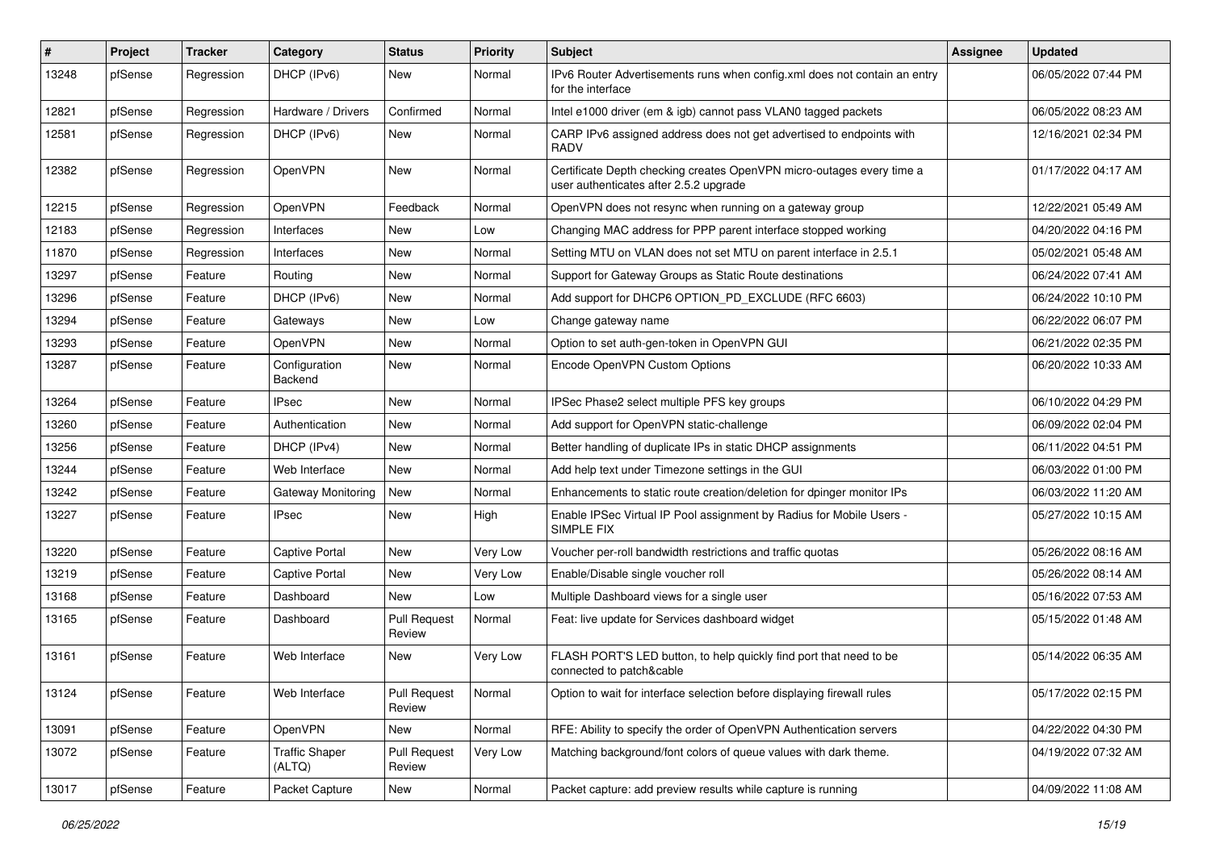| # | Project | Tracker | Category | Status | Priority | Subject | Assignee | Updated |
|---|---|---|---|---|---|---|---|---|
| 13248 | pfSense | Regression | DHCP (IPv6) | New | Normal | IPv6 Router Advertisements runs when config.xml does not contain an entry for the interface | | 06/05/2022 07:44 PM |
| 12821 | pfSense | Regression | Hardware / Drivers | Confirmed | Normal | Intel e1000 driver (em & igb) cannot pass VLAN0 tagged packets | | 06/05/2022 08:23 AM |
| 12581 | pfSense | Regression | DHCP (IPv6) | New | Normal | CARP IPv6 assigned address does not get advertised to endpoints with RADV | | 12/16/2021 02:34 PM |
| 12382 | pfSense | Regression | OpenVPN | New | Normal | Certificate Depth checking creates OpenVPN micro-outages every time a user authenticates after 2.5.2 upgrade | | 01/17/2022 04:17 AM |
| 12215 | pfSense | Regression | OpenVPN | Feedback | Normal | OpenVPN does not resync when running on a gateway group | | 12/22/2021 05:49 AM |
| 12183 | pfSense | Regression | Interfaces | New | Low | Changing MAC address for PPP parent interface stopped working | | 04/20/2022 04:16 PM |
| 11870 | pfSense | Regression | Interfaces | New | Normal | Setting MTU on VLAN does not set MTU on parent interface in 2.5.1 | | 05/02/2021 05:48 AM |
| 13297 | pfSense | Feature | Routing | New | Normal | Support for Gateway Groups as Static Route destinations | | 06/24/2022 07:41 AM |
| 13296 | pfSense | Feature | DHCP (IPv6) | New | Normal | Add support for DHCP6 OPTION_PD_EXCLUDE (RFC 6603) | | 06/24/2022 10:10 PM |
| 13294 | pfSense | Feature | Gateways | New | Low | Change gateway name | | 06/22/2022 06:07 PM |
| 13293 | pfSense | Feature | OpenVPN | New | Normal | Option to set auth-gen-token in OpenVPN GUI | | 06/21/2022 02:35 PM |
| 13287 | pfSense | Feature | Configuration Backend | New | Normal | Encode OpenVPN Custom Options | | 06/20/2022 10:33 AM |
| 13264 | pfSense | Feature | IPsec | New | Normal | IPSec Phase2 select multiple PFS key groups | | 06/10/2022 04:29 PM |
| 13260 | pfSense | Feature | Authentication | New | Normal | Add support for OpenVPN static-challenge | | 06/09/2022 02:04 PM |
| 13256 | pfSense | Feature | DHCP (IPv4) | New | Normal | Better handling of duplicate IPs in static DHCP assignments | | 06/11/2022 04:51 PM |
| 13244 | pfSense | Feature | Web Interface | New | Normal | Add help text under Timezone settings in the GUI | | 06/03/2022 01:00 PM |
| 13242 | pfSense | Feature | Gateway Monitoring | New | Normal | Enhancements to static route creation/deletion for dpinger monitor IPs | | 06/03/2022 11:20 AM |
| 13227 | pfSense | Feature | IPsec | New | High | Enable IPSec Virtual IP Pool assignment by Radius for Mobile Users - SIMPLE FIX | | 05/27/2022 10:15 AM |
| 13220 | pfSense | Feature | Captive Portal | New | Very Low | Voucher per-roll bandwidth restrictions and traffic quotas | | 05/26/2022 08:16 AM |
| 13219 | pfSense | Feature | Captive Portal | New | Very Low | Enable/Disable single voucher roll | | 05/26/2022 08:14 AM |
| 13168 | pfSense | Feature | Dashboard | New | Low | Multiple Dashboard views for a single user | | 05/16/2022 07:53 AM |
| 13165 | pfSense | Feature | Dashboard | Pull Request Review | Normal | Feat: live update for Services dashboard widget | | 05/15/2022 01:48 AM |
| 13161 | pfSense | Feature | Web Interface | New | Very Low | FLASH PORT'S LED button, to help quickly find port that need to be connected to patch&cable | | 05/14/2022 06:35 AM |
| 13124 | pfSense | Feature | Web Interface | Pull Request Review | Normal | Option to wait for interface selection before displaying firewall rules | | 05/17/2022 02:15 PM |
| 13091 | pfSense | Feature | OpenVPN | New | Normal | RFE: Ability to specify the order of OpenVPN Authentication servers | | 04/22/2022 04:30 PM |
| 13072 | pfSense | Feature | Traffic Shaper (ALTQ) | Pull Request Review | Very Low | Matching background/font colors of queue values with dark theme. | | 04/19/2022 07:32 AM |
| 13017 | pfSense | Feature | Packet Capture | New | Normal | Packet capture: add preview results while capture is running | | 04/09/2022 11:08 AM |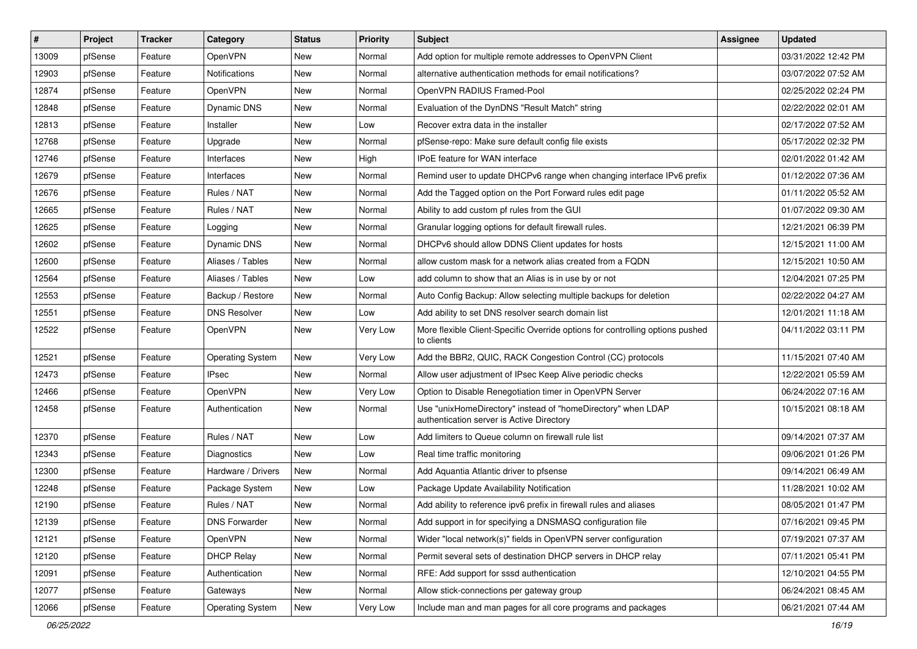| # | Project | Tracker | Category | Status | Priority | Subject | Assignee | Updated |
|---|---|---|---|---|---|---|---|---|
| 13009 | pfSense | Feature | OpenVPN | New | Normal | Add option for multiple remote addresses to OpenVPN Client | | 03/31/2022 12:42 PM |
| 12903 | pfSense | Feature | Notifications | New | Normal | alternative authentication methods for email notifications? | | 03/07/2022 07:52 AM |
| 12874 | pfSense | Feature | OpenVPN | New | Normal | OpenVPN RADIUS Framed-Pool | | 02/25/2022 02:24 PM |
| 12848 | pfSense | Feature | Dynamic DNS | New | Normal | Evaluation of the DynDNS "Result Match" string | | 02/22/2022 02:01 AM |
| 12813 | pfSense | Feature | Installer | New | Low | Recover extra data in the installer | | 02/17/2022 07:52 AM |
| 12768 | pfSense | Feature | Upgrade | New | Normal | pfSense-repo: Make sure default config file exists | | 05/17/2022 02:32 PM |
| 12746 | pfSense | Feature | Interfaces | New | High | IPoE feature for WAN interface | | 02/01/2022 01:42 AM |
| 12679 | pfSense | Feature | Interfaces | New | Normal | Remind user to update DHCPv6 range when changing interface IPv6 prefix | | 01/12/2022 07:36 AM |
| 12676 | pfSense | Feature | Rules / NAT | New | Normal | Add the Tagged option on the Port Forward rules edit page | | 01/11/2022 05:52 AM |
| 12665 | pfSense | Feature | Rules / NAT | New | Normal | Ability to add custom pf rules from the GUI | | 01/07/2022 09:30 AM |
| 12625 | pfSense | Feature | Logging | New | Normal | Granular logging options for default firewall rules. | | 12/21/2021 06:39 PM |
| 12602 | pfSense | Feature | Dynamic DNS | New | Normal | DHCPv6 should allow DDNS Client updates for hosts | | 12/15/2021 11:00 AM |
| 12600 | pfSense | Feature | Aliases / Tables | New | Normal | allow custom mask for a network alias created from a FQDN | | 12/15/2021 10:50 AM |
| 12564 | pfSense | Feature | Aliases / Tables | New | Low | add column to show that an Alias is in use by or not | | 12/04/2021 07:25 PM |
| 12553 | pfSense | Feature | Backup / Restore | New | Normal | Auto Config Backup: Allow selecting multiple backups for deletion | | 02/22/2022 04:27 AM |
| 12551 | pfSense | Feature | DNS Resolver | New | Low | Add ability to set DNS resolver search domain list | | 12/01/2021 11:18 AM |
| 12522 | pfSense | Feature | OpenVPN | New | Very Low | More flexible Client-Specific Override options for controlling options pushed to clients | | 04/11/2022 03:11 PM |
| 12521 | pfSense | Feature | Operating System | New | Very Low | Add the BBR2, QUIC, RACK Congestion Control (CC) protocols | | 11/15/2021 07:40 AM |
| 12473 | pfSense | Feature | IPsec | New | Normal | Allow user adjustment of IPsec Keep Alive periodic checks | | 12/22/2021 05:59 AM |
| 12466 | pfSense | Feature | OpenVPN | New | Very Low | Option to Disable Renegotiation timer in OpenVPN Server | | 06/24/2022 07:16 AM |
| 12458 | pfSense | Feature | Authentication | New | Normal | Use "unixHomeDirectory" instead of "homeDirectory" when LDAP authentication server is Active Directory | | 10/15/2021 08:18 AM |
| 12370 | pfSense | Feature | Rules / NAT | New | Low | Add limiters to Queue column on firewall rule list | | 09/14/2021 07:37 AM |
| 12343 | pfSense | Feature | Diagnostics | New | Low | Real time traffic monitoring | | 09/06/2021 01:26 PM |
| 12300 | pfSense | Feature | Hardware / Drivers | New | Normal | Add Aquantia Atlantic driver to pfsense | | 09/14/2021 06:49 AM |
| 12248 | pfSense | Feature | Package System | New | Low | Package Update Availability Notification | | 11/28/2021 10:02 AM |
| 12190 | pfSense | Feature | Rules / NAT | New | Normal | Add ability to reference ipv6 prefix in firewall rules and aliases | | 08/05/2021 01:47 PM |
| 12139 | pfSense | Feature | DNS Forwarder | New | Normal | Add support in for specifying a DNSMASQ configuration file | | 07/16/2021 09:45 PM |
| 12121 | pfSense | Feature | OpenVPN | New | Normal | Wider "local network(s)" fields in OpenVPN server configuration | | 07/19/2021 07:37 AM |
| 12120 | pfSense | Feature | DHCP Relay | New | Normal | Permit several sets of destination DHCP servers in DHCP relay | | 07/11/2021 05:41 PM |
| 12091 | pfSense | Feature | Authentication | New | Normal | RFE: Add support for sssd authentication | | 12/10/2021 04:55 PM |
| 12077 | pfSense | Feature | Gateways | New | Normal | Allow stick-connections per gateway group | | 06/24/2021 08:45 AM |
| 12066 | pfSense | Feature | Operating System | New | Very Low | Include man and man pages for all core programs and packages | | 06/21/2021 07:44 AM |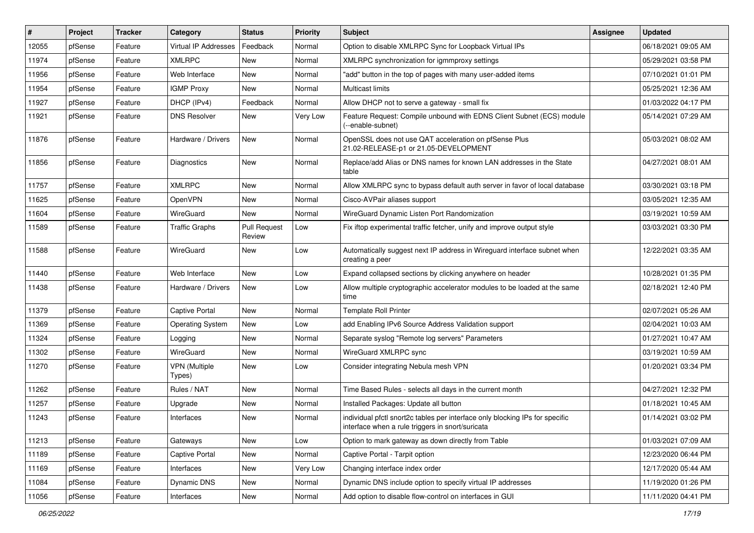| # | Project | Tracker | Category | Status | Priority | Subject | Assignee | Updated |
|---|---|---|---|---|---|---|---|---|
| 12055 | pfSense | Feature | Virtual IP Addresses | Feedback | Normal | Option to disable XMLRPC Sync for Loopback Virtual IPs | | 06/18/2021 09:05 AM |
| 11974 | pfSense | Feature | XMLRPC | New | Normal | XMLRPC synchronization for igmmproxy settings | | 05/29/2021 03:58 PM |
| 11956 | pfSense | Feature | Web Interface | New | Normal | "add" button in the top of pages with many user-added items | | 07/10/2021 01:01 PM |
| 11954 | pfSense | Feature | IGMP Proxy | New | Normal | Multicast limits | | 05/25/2021 12:36 AM |
| 11927 | pfSense | Feature | DHCP (IPv4) | Feedback | Normal | Allow DHCP not to serve a gateway - small fix | | 01/03/2022 04:17 PM |
| 11921 | pfSense | Feature | DNS Resolver | New | Very Low | Feature Request: Compile unbound with EDNS Client Subnet (ECS) module (--enable-subnet) | | 05/14/2021 07:29 AM |
| 11876 | pfSense | Feature | Hardware / Drivers | New | Normal | OpenSSL does not use QAT acceleration on pfSense Plus 21.02-RELEASE-p1 or 21.05-DEVELOPMENT | | 05/03/2021 08:02 AM |
| 11856 | pfSense | Feature | Diagnostics | New | Normal | Replace/add Alias or DNS names for known LAN addresses in the State table | | 04/27/2021 08:01 AM |
| 11757 | pfSense | Feature | XMLRPC | New | Normal | Allow XMLRPC sync to bypass default auth server in favor of local database | | 03/30/2021 03:18 PM |
| 11625 | pfSense | Feature | OpenVPN | New | Normal | Cisco-AVPair aliases support | | 03/05/2021 12:35 AM |
| 11604 | pfSense | Feature | WireGuard | New | Normal | WireGuard Dynamic Listen Port Randomization | | 03/19/2021 10:59 AM |
| 11589 | pfSense | Feature | Traffic Graphs | Pull Request Review | Low | Fix iftop experimental traffic fetcher, unify and improve output style | | 03/03/2021 03:30 PM |
| 11588 | pfSense | Feature | WireGuard | New | Low | Automatically suggest next IP address in Wireguard interface subnet when creating a peer | | 12/22/2021 03:35 AM |
| 11440 | pfSense | Feature | Web Interface | New | Low | Expand collapsed sections by clicking anywhere on header | | 10/28/2021 01:35 PM |
| 11438 | pfSense | Feature | Hardware / Drivers | New | Low | Allow multiple cryptographic accelerator modules to be loaded at the same time | | 02/18/2021 12:40 PM |
| 11379 | pfSense | Feature | Captive Portal | New | Normal | Template Roll Printer | | 02/07/2021 05:26 AM |
| 11369 | pfSense | Feature | Operating System | New | Low | add Enabling IPv6 Source Address Validation support | | 02/04/2021 10:03 AM |
| 11324 | pfSense | Feature | Logging | New | Normal | Separate syslog "Remote log servers" Parameters | | 01/27/2021 10:47 AM |
| 11302 | pfSense | Feature | WireGuard | New | Normal | WireGuard XMLRPC sync | | 03/19/2021 10:59 AM |
| 11270 | pfSense | Feature | VPN (Multiple Types) | New | Low | Consider integrating Nebula mesh VPN | | 01/20/2021 03:34 PM |
| 11262 | pfSense | Feature | Rules / NAT | New | Normal | Time Based Rules - selects all days in the current month | | 04/27/2021 12:32 PM |
| 11257 | pfSense | Feature | Upgrade | New | Normal | Installed Packages: Update all button | | 01/18/2021 10:45 AM |
| 11243 | pfSense | Feature | Interfaces | New | Normal | individual pfctl snort2c tables per interface only blocking IPs for specific interface when a rule triggers in snort/suricata | | 01/14/2021 03:02 PM |
| 11213 | pfSense | Feature | Gateways | New | Low | Option to mark gateway as down directly from Table | | 01/03/2021 07:09 AM |
| 11189 | pfSense | Feature | Captive Portal | New | Normal | Captive Portal - Tarpit option | | 12/23/2020 06:44 PM |
| 11169 | pfSense | Feature | Interfaces | New | Very Low | Changing interface index order | | 12/17/2020 05:44 AM |
| 11084 | pfSense | Feature | Dynamic DNS | New | Normal | Dynamic DNS include option to specify virtual IP addresses | | 11/19/2020 01:26 PM |
| 11056 | pfSense | Feature | Interfaces | New | Normal | Add option to disable flow-control on interfaces in GUI | | 11/11/2020 04:41 PM |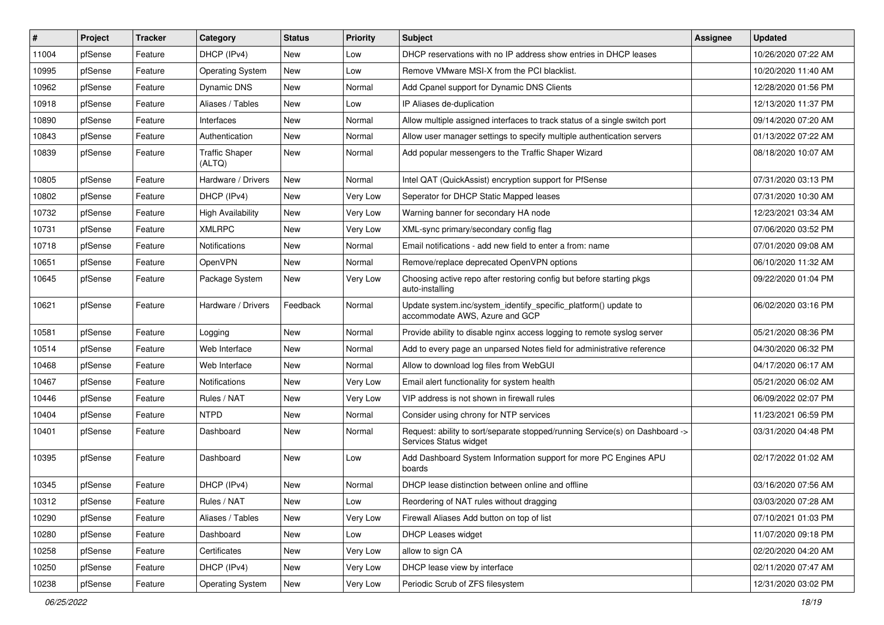| # | Project | Tracker | Category | Status | Priority | Subject | Assignee | Updated |
|---|---|---|---|---|---|---|---|---|
| 11004 | pfSense | Feature | DHCP (IPv4) | New | Low | DHCP reservations with no IP address show entries in DHCP leases | | 10/26/2020 07:22 AM |
| 10995 | pfSense | Feature | Operating System | New | Low | Remove VMware MSI-X from the PCI blacklist. | | 10/20/2020 11:40 AM |
| 10962 | pfSense | Feature | Dynamic DNS | New | Normal | Add Cpanel support for Dynamic DNS Clients | | 12/28/2020 01:56 PM |
| 10918 | pfSense | Feature | Aliases / Tables | New | Low | IP Aliases de-duplication | | 12/13/2020 11:37 PM |
| 10890 | pfSense | Feature | Interfaces | New | Normal | Allow multiple assigned interfaces to track status of a single switch port | | 09/14/2020 07:20 AM |
| 10843 | pfSense | Feature | Authentication | New | Normal | Allow user manager settings to specify multiple authentication servers | | 01/13/2022 07:22 AM |
| 10839 | pfSense | Feature | Traffic Shaper (ALTQ) | New | Normal | Add popular messengers to the Traffic Shaper Wizard | | 08/18/2020 10:07 AM |
| 10805 | pfSense | Feature | Hardware / Drivers | New | Normal | Intel QAT (QuickAssist) encryption support for PfSense | | 07/31/2020 03:13 PM |
| 10802 | pfSense | Feature | DHCP (IPv4) | New | Very Low | Seperator for DHCP Static Mapped leases | | 07/31/2020 10:30 AM |
| 10732 | pfSense | Feature | High Availability | New | Very Low | Warning banner for secondary HA node | | 12/23/2021 03:34 AM |
| 10731 | pfSense | Feature | XMLRPC | New | Very Low | XML-sync primary/secondary config flag | | 07/06/2020 03:52 PM |
| 10718 | pfSense | Feature | Notifications | New | Normal | Email notifications - add new field to enter a from: name | | 07/01/2020 09:08 AM |
| 10651 | pfSense | Feature | OpenVPN | New | Normal | Remove/replace deprecated OpenVPN options | | 06/10/2020 11:32 AM |
| 10645 | pfSense | Feature | Package System | New | Very Low | Choosing active repo after restoring config but before starting pkgs auto-installing | | 09/22/2020 01:04 PM |
| 10621 | pfSense | Feature | Hardware / Drivers | Feedback | Normal | Update system.inc/system_identify_specific_platform() update to accommodate AWS, Azure and GCP | | 06/02/2020 03:16 PM |
| 10581 | pfSense | Feature | Logging | New | Normal | Provide ability to disable nginx access logging to remote syslog server | | 05/21/2020 08:36 PM |
| 10514 | pfSense | Feature | Web Interface | New | Normal | Add to every page an unparsed Notes field for administrative reference | | 04/30/2020 06:32 PM |
| 10468 | pfSense | Feature | Web Interface | New | Normal | Allow to download log files from WebGUI | | 04/17/2020 06:17 AM |
| 10467 | pfSense | Feature | Notifications | New | Very Low | Email alert functionality for system health | | 05/21/2020 06:02 AM |
| 10446 | pfSense | Feature | Rules / NAT | New | Very Low | VIP address is not shown in firewall rules | | 06/09/2022 02:07 PM |
| 10404 | pfSense | Feature | NTPD | New | Normal | Consider using chrony for NTP services | | 11/23/2021 06:59 PM |
| 10401 | pfSense | Feature | Dashboard | New | Normal | Request: ability to sort/separate stopped/running Service(s) on Dashboard -> Services Status widget | | 03/31/2020 04:48 PM |
| 10395 | pfSense | Feature | Dashboard | New | Low | Add Dashboard System Information support for more PC Engines APU boards | | 02/17/2022 01:02 AM |
| 10345 | pfSense | Feature | DHCP (IPv4) | New | Normal | DHCP lease distinction between online and offline | | 03/16/2020 07:56 AM |
| 10312 | pfSense | Feature | Rules / NAT | New | Low | Reordering of NAT rules without dragging | | 03/03/2020 07:28 AM |
| 10290 | pfSense | Feature | Aliases / Tables | New | Very Low | Firewall Aliases Add button on top of list | | 07/10/2021 01:03 PM |
| 10280 | pfSense | Feature | Dashboard | New | Low | DHCP Leases widget | | 11/07/2020 09:18 PM |
| 10258 | pfSense | Feature | Certificates | New | Very Low | allow to sign CA | | 02/20/2020 04:20 AM |
| 10250 | pfSense | Feature | DHCP (IPv4) | New | Very Low | DHCP lease view by interface | | 02/11/2020 07:47 AM |
| 10238 | pfSense | Feature | Operating System | New | Very Low | Periodic Scrub of ZFS filesystem | | 12/31/2020 03:02 PM |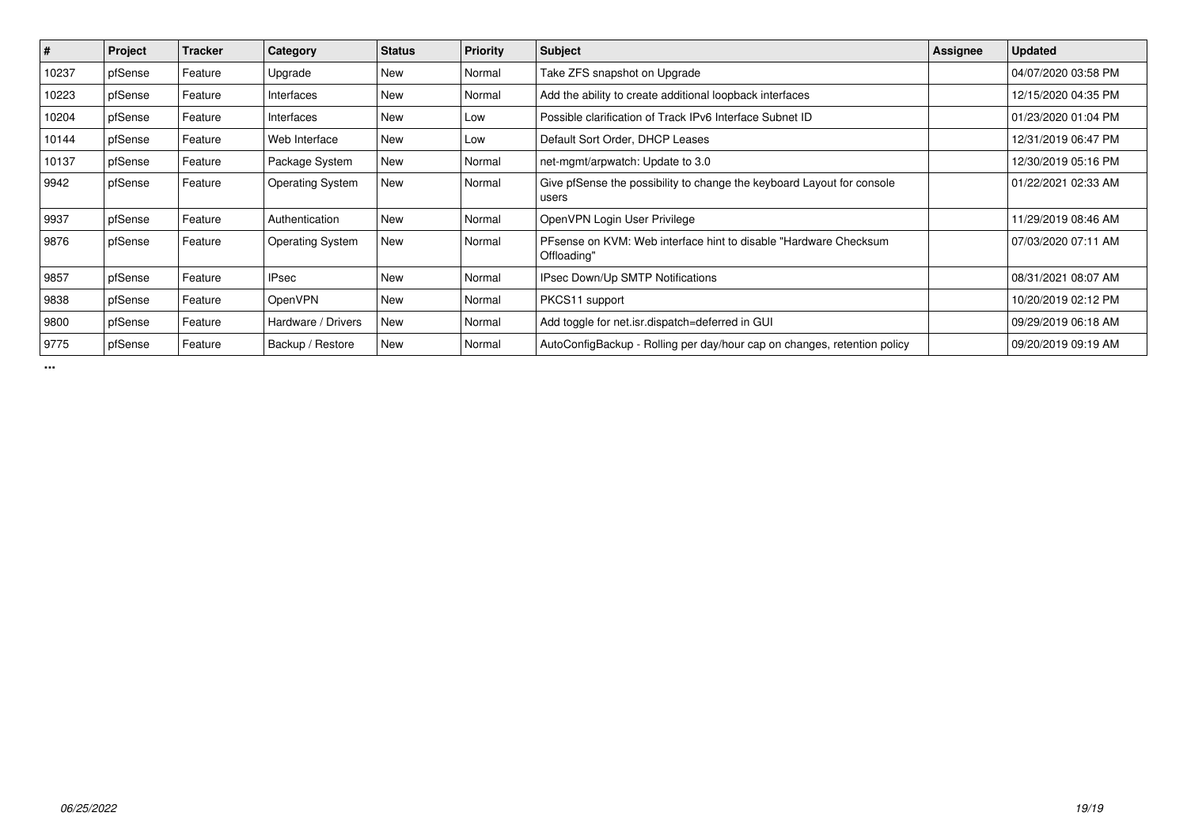| # | Project | Tracker | Category | Status | Priority | Subject | Assignee | Updated |
|---|---|---|---|---|---|---|---|---|
| 10237 | pfSense | Feature | Upgrade | New | Normal | Take ZFS snapshot on Upgrade | | 04/07/2020 03:58 PM |
| 10223 | pfSense | Feature | Interfaces | New | Normal | Add the ability to create additional loopback interfaces | | 12/15/2020 04:35 PM |
| 10204 | pfSense | Feature | Interfaces | New | Low | Possible clarification of Track IPv6 Interface Subnet ID | | 01/23/2020 01:04 PM |
| 10144 | pfSense | Feature | Web Interface | New | Low | Default Sort Order, DHCP Leases | | 12/31/2019 06:47 PM |
| 10137 | pfSense | Feature | Package System | New | Normal | net-mgmt/arpwatch: Update to 3.0 | | 12/30/2019 05:16 PM |
| 9942 | pfSense | Feature | Operating System | New | Normal | Give pfSense the possibility to change the keyboard Layout for console users | | 01/22/2021 02:33 AM |
| 9937 | pfSense | Feature | Authentication | New | Normal | OpenVPN Login User Privilege | | 11/29/2019 08:46 AM |
| 9876 | pfSense | Feature | Operating System | New | Normal | PFsense on KVM: Web interface hint to disable "Hardware Checksum Offloading" | | 07/03/2020 07:11 AM |
| 9857 | pfSense | Feature | IPsec | New | Normal | IPsec Down/Up SMTP Notifications | | 08/31/2021 08:07 AM |
| 9838 | pfSense | Feature | OpenVPN | New | Normal | PKCS11 support | | 10/20/2019 02:12 PM |
| 9800 | pfSense | Feature | Hardware / Drivers | New | Normal | Add toggle for net.isr.dispatch=deferred in GUI | | 09/29/2019 06:18 AM |
| 9775 | pfSense | Feature | Backup / Restore | New | Normal | AutoConfigBackup - Rolling per day/hour cap on changes, retention policy | | 09/20/2019 09:19 AM |

...